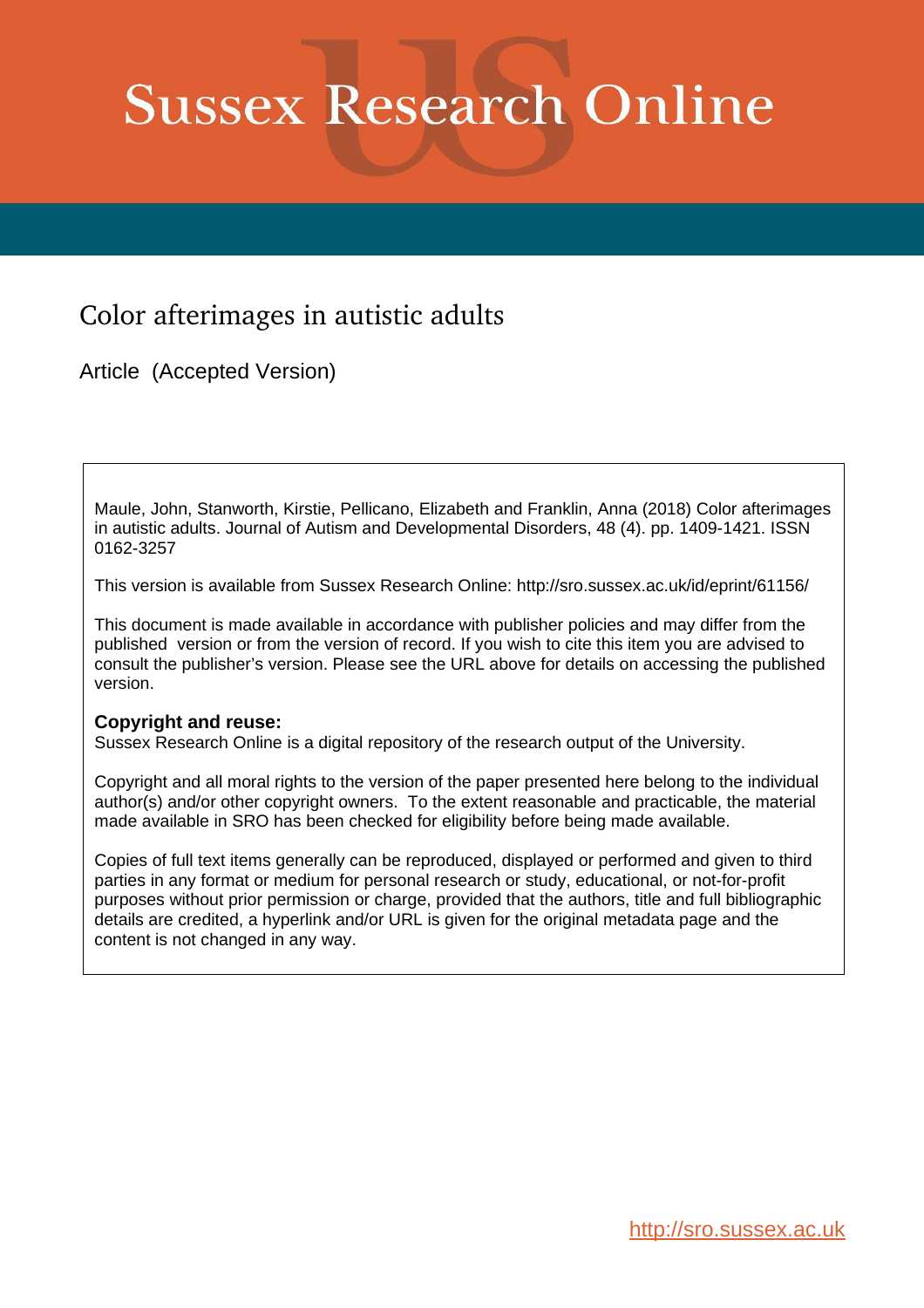# Sussex Research Online

## Color afterimages in autistic adults

Article (Accepted Version)

Maule, John, Stanworth, Kirstie, Pellicano, Elizabeth and Franklin, Anna (2018) Color afterimages in autistic adults. Journal of Autism and Developmental Disorders, 48 (4). pp. 1409-1421. ISSN 0162-3257

This version is available from Sussex Research Online: http://sro.sussex.ac.uk/id/eprint/61156/

This document is made available in accordance with publisher policies and may differ from the published version or from the version of record. If you wish to cite this item you are advised to consult the publisher's version. Please see the URL above for details on accessing the published version.

**Copyright and reuse:**
Sussex Research Online is a digital repository of the research output of the University.

Copyright and all moral rights to the version of the paper presented here belong to the individual author(s) and/or other copyright owners. To the extent reasonable and practicable, the material made available in SRO has been checked for eligibility before being made available.

Copies of full text items generally can be reproduced, displayed or performed and given to third parties in any format or medium for personal research or study, educational, or not-for-profit purposes without prior permission or charge, provided that the authors, title and full bibliographic details are credited, a hyperlink and/or URL is given for the original metadata page and the content is not changed in any way.

http://sro.sussex.ac.uk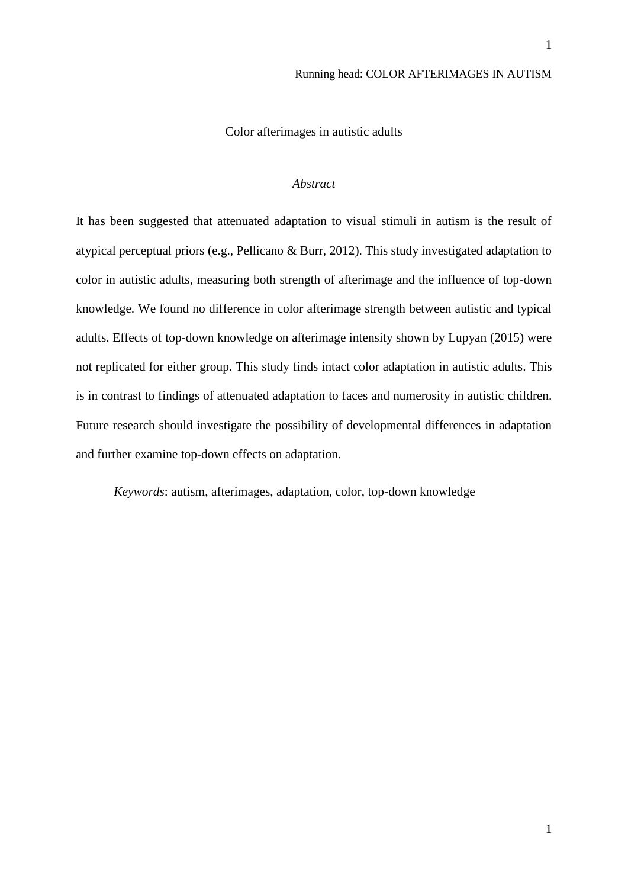# Color afterimages in autistic adults

## *Abstract*

It has been suggested that attenuated adaptation to visual stimuli in autism is the result of atypical perceptual priors (e.g., Pellicano & Burr, 2012). This study investigated adaptation to color in autistic adults, measuring both strength of afterimage and the influence of top-down knowledge. We found no difference in color afterimage strength between autistic and typical adults. Effects of top-down knowledge on afterimage intensity shown by Lupyan (2015) were not replicated for either group. This study finds intact color adaptation in autistic adults. This is in contrast to findings of attenuated adaptation to faces and numerosity in autistic children. Future research should investigate the possibility of developmental differences in adaptation and further examine top-down effects on adaptation.

*Keywords*: autism, afterimages, adaptation, color, top-down knowledge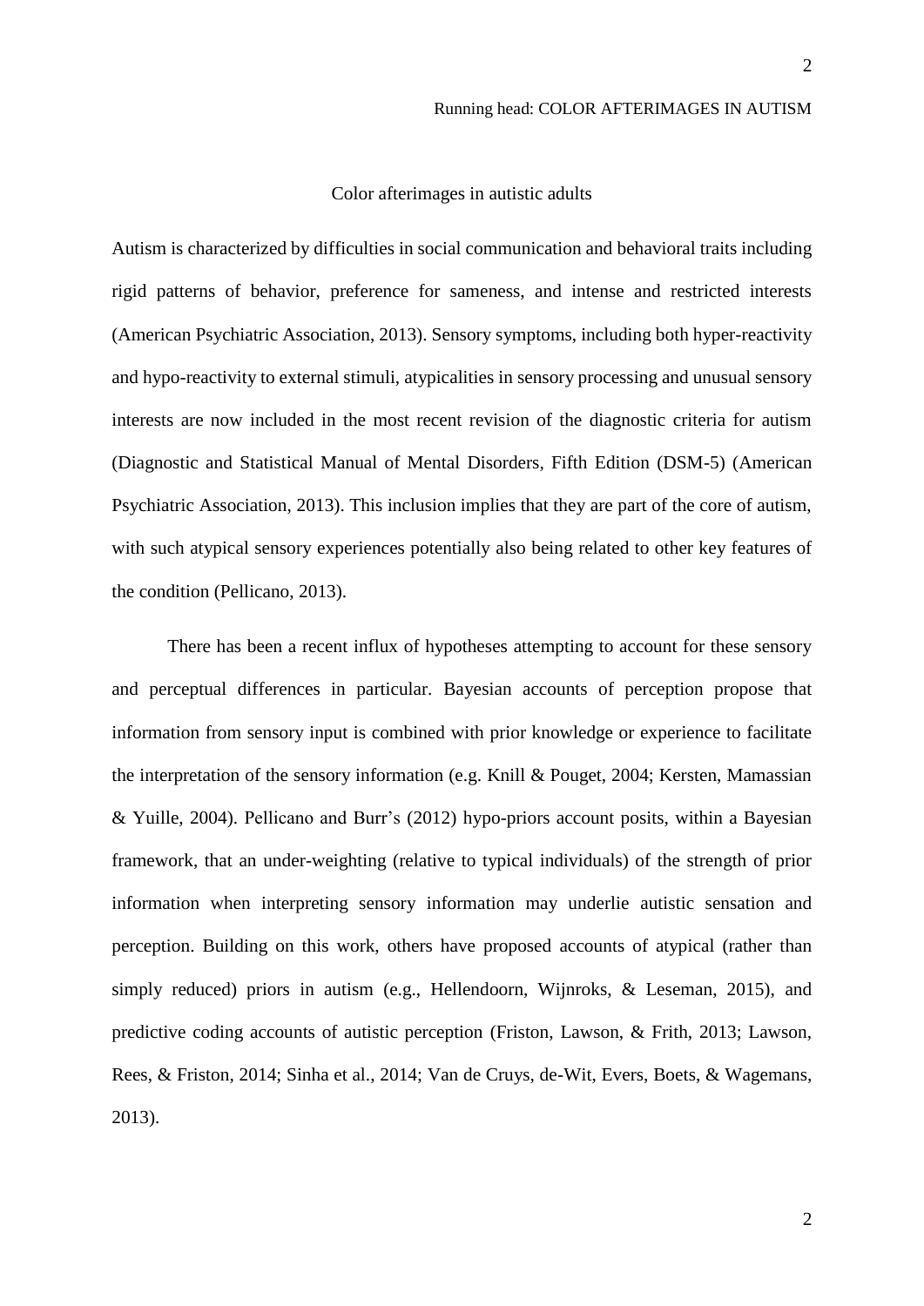# Color afterimages in autistic adults

Autism is characterized by difficulties in social communication and behavioral traits including rigid patterns of behavior, preference for sameness, and intense and restricted interests (American Psychiatric Association, 2013). Sensory symptoms, including both hyper-reactivity and hypo-reactivity to external stimuli, atypicalities in sensory processing and unusual sensory interests are now included in the most recent revision of the diagnostic criteria for autism (Diagnostic and Statistical Manual of Mental Disorders, Fifth Edition (DSM-5) (American Psychiatric Association, 2013). This inclusion implies that they are part of the core of autism, with such atypical sensory experiences potentially also being related to other key features of the condition (Pellicano, 2013).

There has been a recent influx of hypotheses attempting to account for these sensory and perceptual differences in particular. Bayesian accounts of perception propose that information from sensory input is combined with prior knowledge or experience to facilitate the interpretation of the sensory information (e.g. Knill & Pouget, 2004; Kersten, Mamassian & Yuille, 2004). Pellicano and Burr's (2012) hypo-priors account posits, within a Bayesian framework, that an under-weighting (relative to typical individuals) of the strength of prior information when interpreting sensory information may underlie autistic sensation and perception. Building on this work, others have proposed accounts of atypical (rather than simply reduced) priors in autism (e.g., Hellendoorn, Wijnroks, & Leseman, 2015), and predictive coding accounts of autistic perception (Friston, Lawson, & Frith, 2013; Lawson, Rees, & Friston, 2014; Sinha et al., 2014; Van de Cruys, de-Wit, Evers, Boets, & Wagemans, 2013).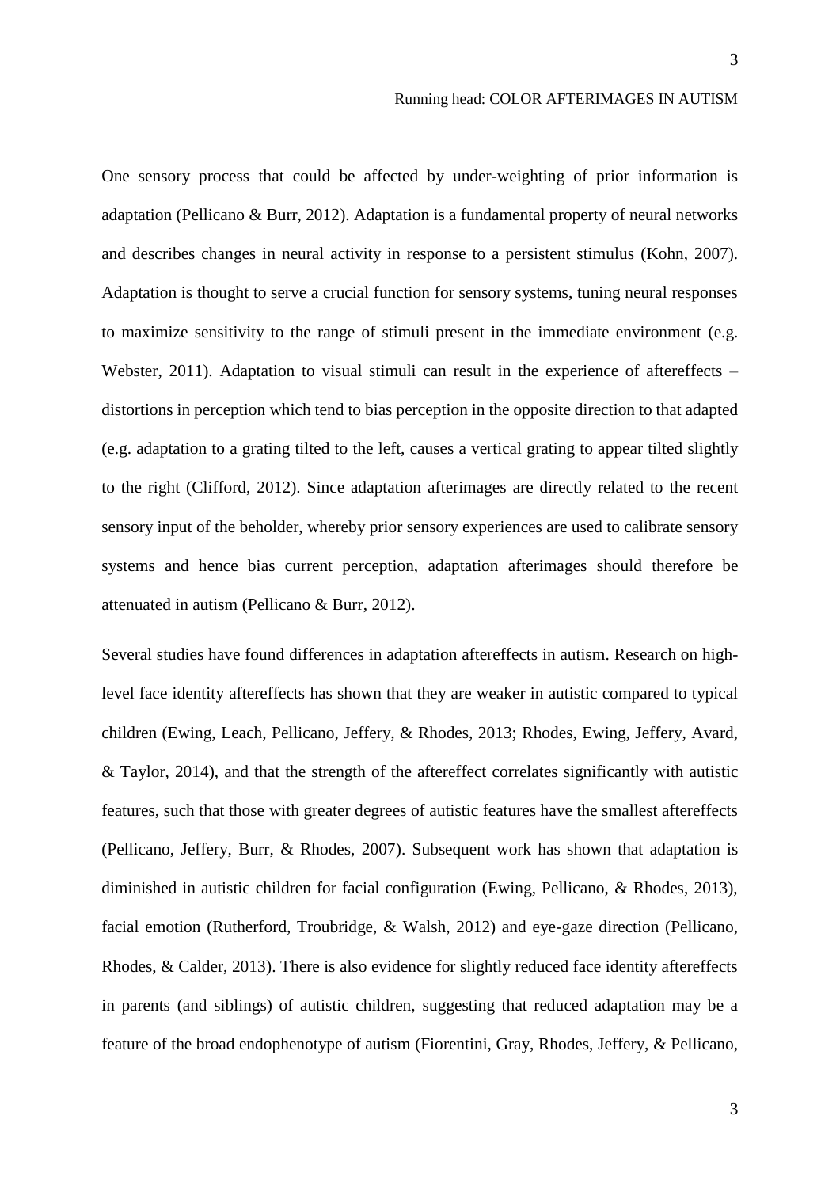One sensory process that could be affected by under-weighting of prior information is adaptation (Pellicano & Burr, 2012). Adaptation is a fundamental property of neural networks and describes changes in neural activity in response to a persistent stimulus (Kohn, 2007). Adaptation is thought to serve a crucial function for sensory systems, tuning neural responses to maximize sensitivity to the range of stimuli present in the immediate environment (e.g. Webster, 2011). Adaptation to visual stimuli can result in the experience of aftereffects – distortions in perception which tend to bias perception in the opposite direction to that adapted (e.g. adaptation to a grating tilted to the left, causes a vertical grating to appear tilted slightly to the right (Clifford, 2012). Since adaptation afterimages are directly related to the recent sensory input of the beholder, whereby prior sensory experiences are used to calibrate sensory systems and hence bias current perception, adaptation afterimages should therefore be attenuated in autism (Pellicano & Burr, 2012).

Several studies have found differences in adaptation aftereffects in autism. Research on high-level face identity aftereffects has shown that they are weaker in autistic compared to typical children (Ewing, Leach, Pellicano, Jeffery, & Rhodes, 2013; Rhodes, Ewing, Jeffery, Avard, & Taylor, 2014), and that the strength of the aftereffect correlates significantly with autistic features, such that those with greater degrees of autistic features have the smallest aftereffects (Pellicano, Jeffery, Burr, & Rhodes, 2007). Subsequent work has shown that adaptation is diminished in autistic children for facial configuration (Ewing, Pellicano, & Rhodes, 2013), facial emotion (Rutherford, Troubridge, & Walsh, 2012) and eye-gaze direction (Pellicano, Rhodes, & Calder, 2013). There is also evidence for slightly reduced face identity aftereffects in parents (and siblings) of autistic children, suggesting that reduced adaptation may be a feature of the broad endophenotype of autism (Fiorentini, Gray, Rhodes, Jeffery, & Pellicano,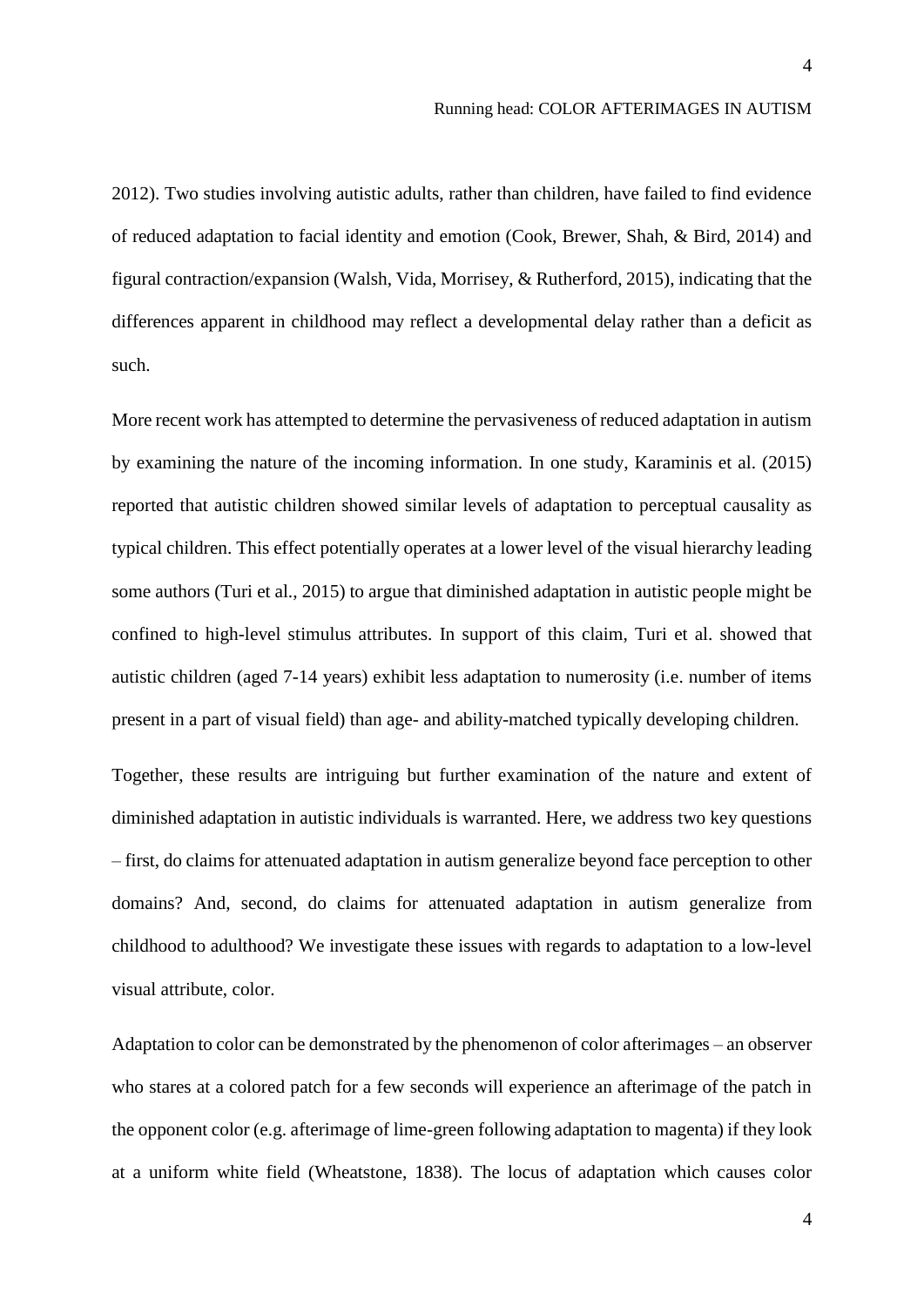2012). Two studies involving autistic adults, rather than children, have failed to find evidence of reduced adaptation to facial identity and emotion (Cook, Brewer, Shah, & Bird, 2014) and figural contraction/expansion (Walsh, Vida, Morrisey, & Rutherford, 2015), indicating that the differences apparent in childhood may reflect a developmental delay rather than a deficit as such.

More recent work has attempted to determine the pervasiveness of reduced adaptation in autism by examining the nature of the incoming information. In one study, Karaminis et al. (2015) reported that autistic children showed similar levels of adaptation to perceptual causality as typical children. This effect potentially operates at a lower level of the visual hierarchy leading some authors (Turi et al., 2015) to argue that diminished adaptation in autistic people might be confined to high-level stimulus attributes. In support of this claim, Turi et al. showed that autistic children (aged 7-14 years) exhibit less adaptation to numerosity (i.e. number of items present in a part of visual field) than age- and ability-matched typically developing children.

Together, these results are intriguing but further examination of the nature and extent of diminished adaptation in autistic individuals is warranted. Here, we address two key questions – first, do claims for attenuated adaptation in autism generalize beyond face perception to other domains? And, second, do claims for attenuated adaptation in autism generalize from childhood to adulthood? We investigate these issues with regards to adaptation to a low-level visual attribute, color.

Adaptation to color can be demonstrated by the phenomenon of color afterimages – an observer who stares at a colored patch for a few seconds will experience an afterimage of the patch in the opponent color (e.g. afterimage of lime-green following adaptation to magenta) if they look at a uniform white field (Wheatstone, 1838). The locus of adaptation which causes color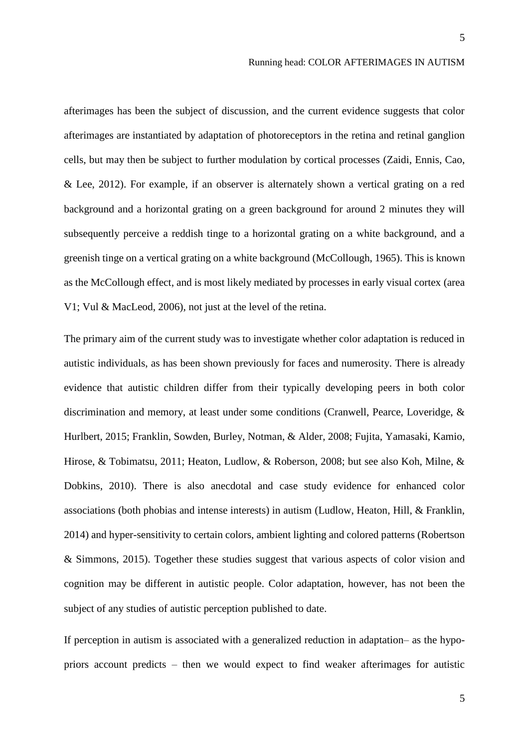afterimages has been the subject of discussion, and the current evidence suggests that color afterimages are instantiated by adaptation of photoreceptors in the retina and retinal ganglion cells, but may then be subject to further modulation by cortical processes (Zaidi, Ennis, Cao, & Lee, 2012). For example, if an observer is alternately shown a vertical grating on a red background and a horizontal grating on a green background for around 2 minutes they will subsequently perceive a reddish tinge to a horizontal grating on a white background, and a greenish tinge on a vertical grating on a white background (McCollough, 1965). This is known as the McCollough effect, and is most likely mediated by processes in early visual cortex (area V1; Vul & MacLeod, 2006), not just at the level of the retina.

The primary aim of the current study was to investigate whether color adaptation is reduced in autistic individuals, as has been shown previously for faces and numerosity. There is already evidence that autistic children differ from their typically developing peers in both color discrimination and memory, at least under some conditions (Cranwell, Pearce, Loveridge, & Hurlbert, 2015; Franklin, Sowden, Burley, Notman, & Alder, 2008; Fujita, Yamasaki, Kamio, Hirose, & Tobimatsu, 2011; Heaton, Ludlow, & Roberson, 2008; but see also Koh, Milne, & Dobkins, 2010). There is also anecdotal and case study evidence for enhanced color associations (both phobias and intense interests) in autism (Ludlow, Heaton, Hill, & Franklin, 2014) and hyper-sensitivity to certain colors, ambient lighting and colored patterns (Robertson & Simmons, 2015). Together these studies suggest that various aspects of color vision and cognition may be different in autistic people. Color adaptation, however, has not been the subject of any studies of autistic perception published to date.

If perception in autism is associated with a generalized reduction in adaptation– as the hypo-priors account predicts – then we would expect to find weaker afterimages for autistic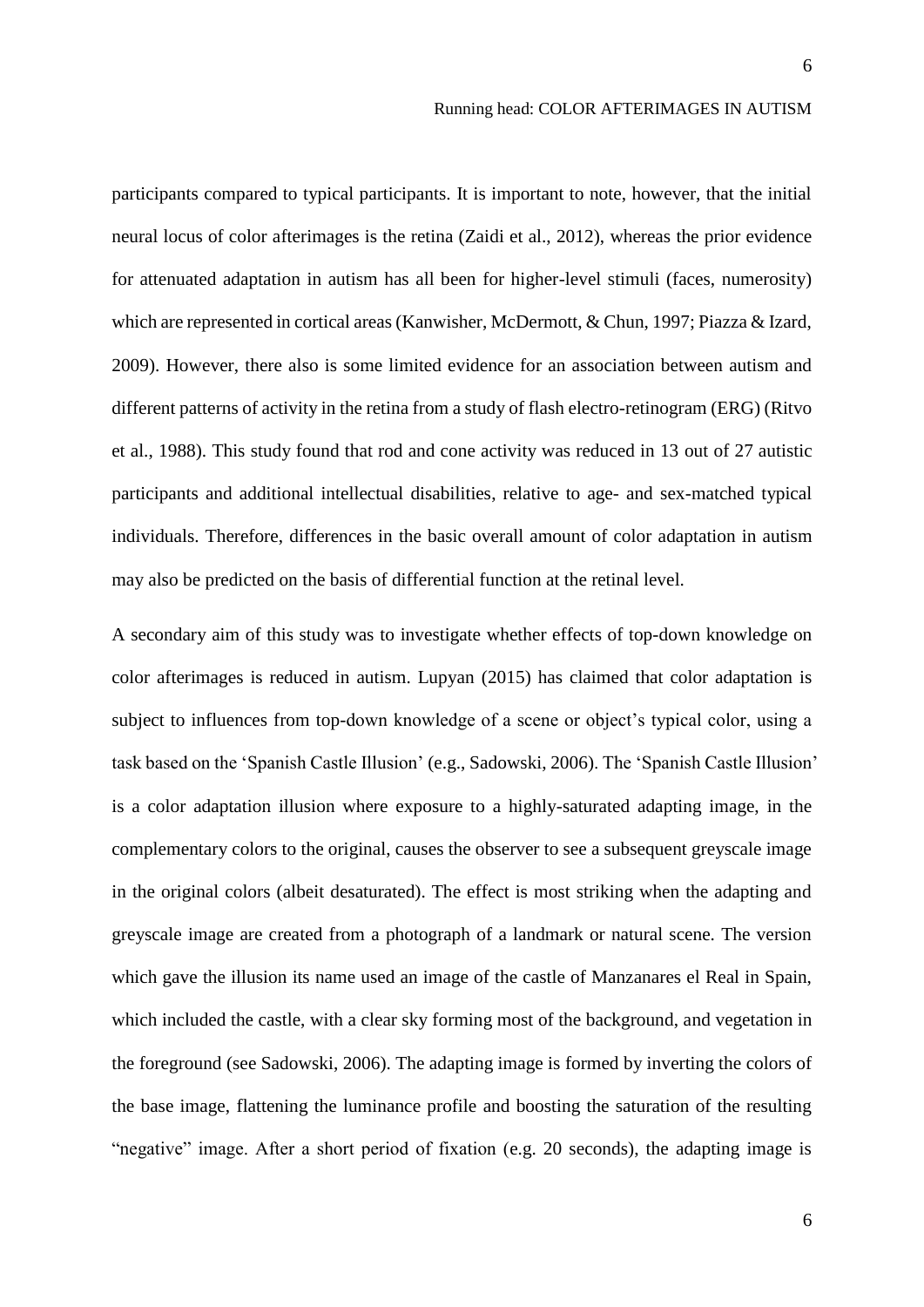participants compared to typical participants. It is important to note, however, that the initial neural locus of color afterimages is the retina (Zaidi et al., 2012), whereas the prior evidence for attenuated adaptation in autism has all been for higher-level stimuli (faces, numerosity) which are represented in cortical areas (Kanwisher, McDermott, & Chun, 1997; Piazza & Izard, 2009). However, there also is some limited evidence for an association between autism and different patterns of activity in the retina from a study of flash electro-retinogram (ERG) (Ritvo et al., 1988). This study found that rod and cone activity was reduced in 13 out of 27 autistic participants and additional intellectual disabilities, relative to age- and sex-matched typical individuals. Therefore, differences in the basic overall amount of color adaptation in autism may also be predicted on the basis of differential function at the retinal level.

A secondary aim of this study was to investigate whether effects of top-down knowledge on color afterimages is reduced in autism. Lupyan (2015) has claimed that color adaptation is subject to influences from top-down knowledge of a scene or object's typical color, using a task based on the 'Spanish Castle Illusion' (e.g., Sadowski, 2006). The 'Spanish Castle Illusion' is a color adaptation illusion where exposure to a highly-saturated adapting image, in the complementary colors to the original, causes the observer to see a subsequent greyscale image in the original colors (albeit desaturated). The effect is most striking when the adapting and greyscale image are created from a photograph of a landmark or natural scene. The version which gave the illusion its name used an image of the castle of Manzanares el Real in Spain, which included the castle, with a clear sky forming most of the background, and vegetation in the foreground (see Sadowski, 2006). The adapting image is formed by inverting the colors of the base image, flattening the luminance profile and boosting the saturation of the resulting "negative" image. After a short period of fixation (e.g. 20 seconds), the adapting image is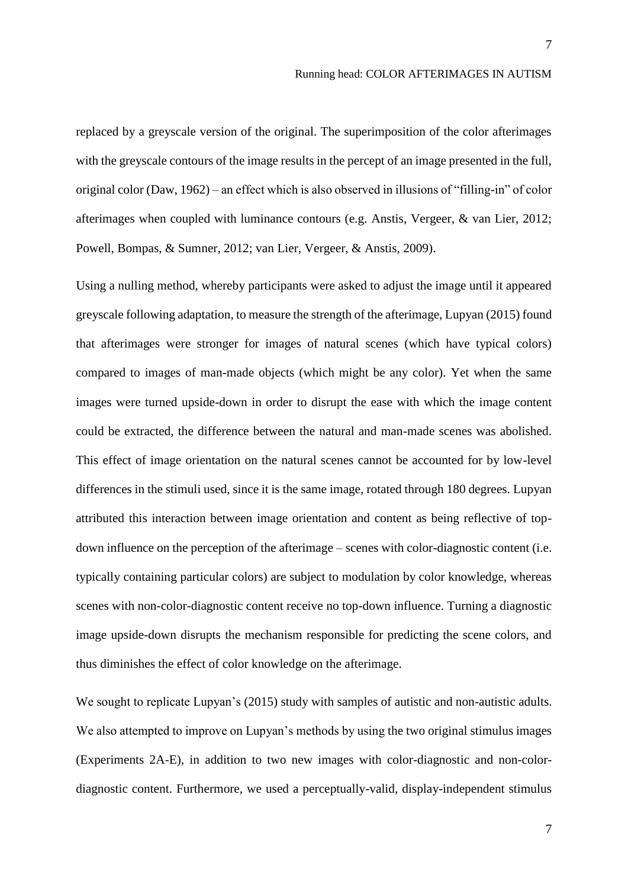replaced by a greyscale version of the original. The superimposition of the color afterimages with the greyscale contours of the image results in the percept of an image presented in the full, original color (Daw, 1962) – an effect which is also observed in illusions of "filling-in" of color afterimages when coupled with luminance contours (e.g. Anstis, Vergeer, & van Lier, 2012; Powell, Bompas, & Sumner, 2012; van Lier, Vergeer, & Anstis, 2009).

Using a nulling method, whereby participants were asked to adjust the image until it appeared greyscale following adaptation, to measure the strength of the afterimage, Lupyan (2015) found that afterimages were stronger for images of natural scenes (which have typical colors) compared to images of man-made objects (which might be any color). Yet when the same images were turned upside-down in order to disrupt the ease with which the image content could be extracted, the difference between the natural and man-made scenes was abolished. This effect of image orientation on the natural scenes cannot be accounted for by low-level differences in the stimuli used, since it is the same image, rotated through 180 degrees. Lupyan attributed this interaction between image orientation and content as being reflective of top-down influence on the perception of the afterimage – scenes with color-diagnostic content (i.e. typically containing particular colors) are subject to modulation by color knowledge, whereas scenes with non-color-diagnostic content receive no top-down influence. Turning a diagnostic image upside-down disrupts the mechanism responsible for predicting the scene colors, and thus diminishes the effect of color knowledge on the afterimage.

We sought to replicate Lupyan's (2015) study with samples of autistic and non-autistic adults. We also attempted to improve on Lupyan's methods by using the two original stimulus images (Experiments 2A-E), in addition to two new images with color-diagnostic and non-color-diagnostic content. Furthermore, we used a perceptually-valid, display-independent stimulus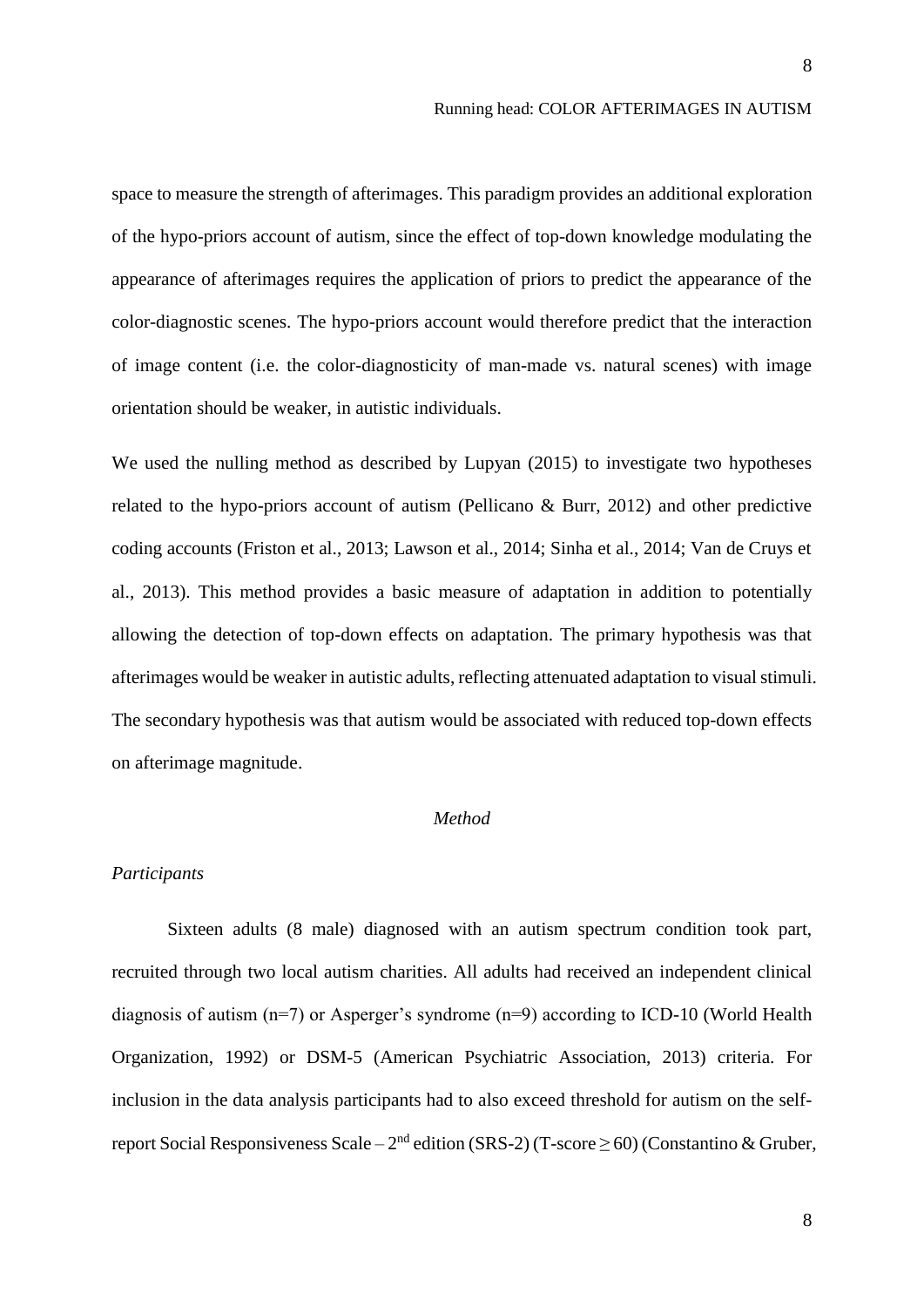space to measure the strength of afterimages. This paradigm provides an additional exploration of the hypo-priors account of autism, since the effect of top-down knowledge modulating the appearance of afterimages requires the application of priors to predict the appearance of the color-diagnostic scenes. The hypo-priors account would therefore predict that the interaction of image content (i.e. the color-diagnosticity of man-made vs. natural scenes) with image orientation should be weaker, in autistic individuals.

We used the nulling method as described by Lupyan (2015) to investigate two hypotheses related to the hypo-priors account of autism (Pellicano & Burr, 2012) and other predictive coding accounts (Friston et al., 2013; Lawson et al., 2014; Sinha et al., 2014; Van de Cruys et al., 2013). This method provides a basic measure of adaptation in addition to potentially allowing the detection of top-down effects on adaptation. The primary hypothesis was that afterimages would be weaker in autistic adults, reflecting attenuated adaptation to visual stimuli. The secondary hypothesis was that autism would be associated with reduced top-down effects on afterimage magnitude.

## *Method*

### *Participants*

Sixteen adults (8 male) diagnosed with an autism spectrum condition took part, recruited through two local autism charities. All adults had received an independent clinical diagnosis of autism (n=7) or Asperger's syndrome (n=9) according to ICD-10 (World Health Organization, 1992) or DSM-5 (American Psychiatric Association, 2013) criteria. For inclusion in the data analysis participants had to also exceed threshold for autism on the self-report Social Responsiveness Scale – 2nd edition (SRS-2) (T-score ≥ 60) (Constantino & Gruber,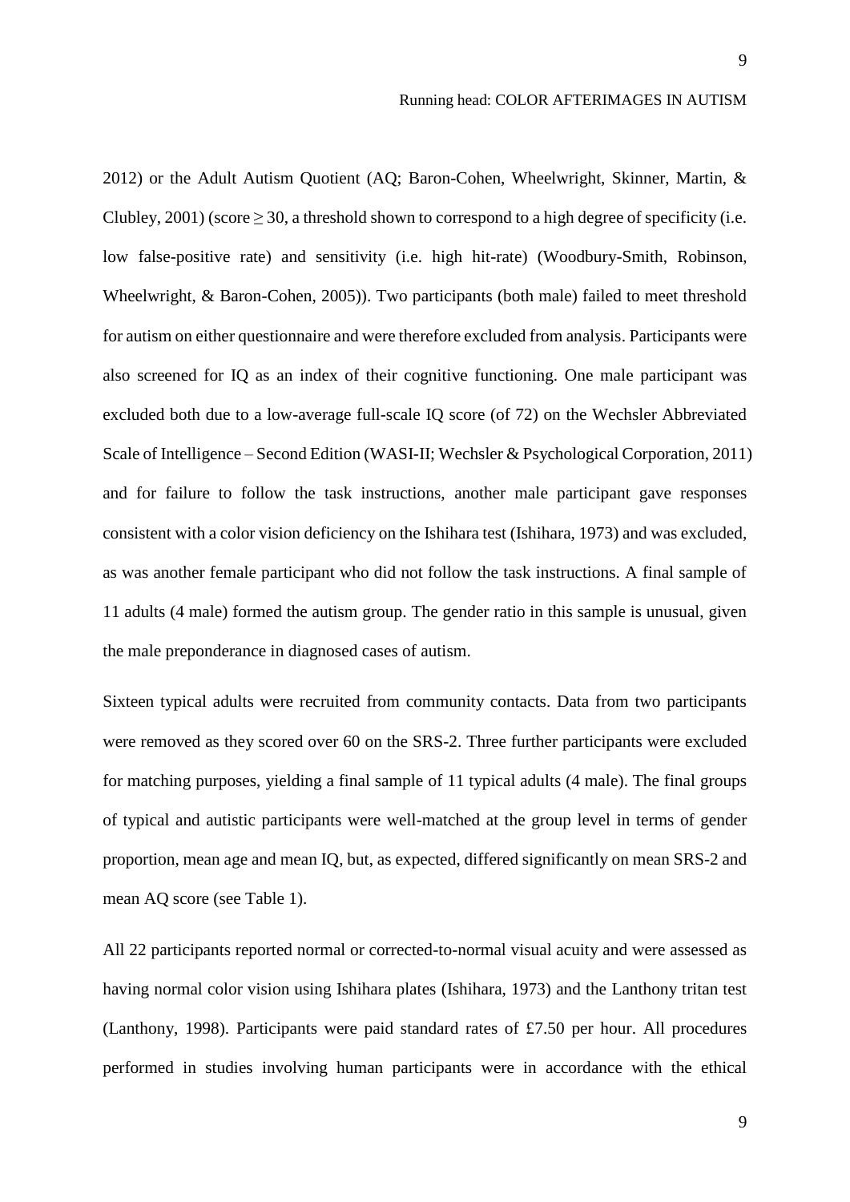2012) or the Adult Autism Quotient (AQ; Baron-Cohen, Wheelwright, Skinner, Martin, & Clubley, 2001) (score $\geq 30$, a threshold shown to correspond to a high degree of specificity (i.e. low false-positive rate) and sensitivity (i.e. high hit-rate) (Woodbury-Smith, Robinson, Wheelwright, & Baron-Cohen, 2005)). Two participants (both male) failed to meet threshold for autism on either questionnaire and were therefore excluded from analysis. Participants were also screened for IQ as an index of their cognitive functioning. One male participant was excluded both due to a low-average full-scale IQ score (of 72) on the Wechsler Abbreviated Scale of Intelligence – Second Edition (WASI-II; Wechsler & Psychological Corporation, 2011) and for failure to follow the task instructions, another male participant gave responses consistent with a color vision deficiency on the Ishihara test (Ishihara, 1973) and was excluded, as was another female participant who did not follow the task instructions. A final sample of 11 adults (4 male) formed the autism group. The gender ratio in this sample is unusual, given the male preponderance in diagnosed cases of autism.

Sixteen typical adults were recruited from community contacts. Data from two participants were removed as they scored over 60 on the SRS-2. Three further participants were excluded for matching purposes, yielding a final sample of 11 typical adults (4 male). The final groups of typical and autistic participants were well-matched at the group level in terms of gender proportion, mean age and mean IQ, but, as expected, differed significantly on mean SRS-2 and mean AQ score (see Table 1).

All 22 participants reported normal or corrected-to-normal visual acuity and were assessed as having normal color vision using Ishihara plates (Ishihara, 1973) and the Lanthony tritan test (Lanthony, 1998). Participants were paid standard rates of £7.50 per hour. All procedures performed in studies involving human participants were in accordance with the ethical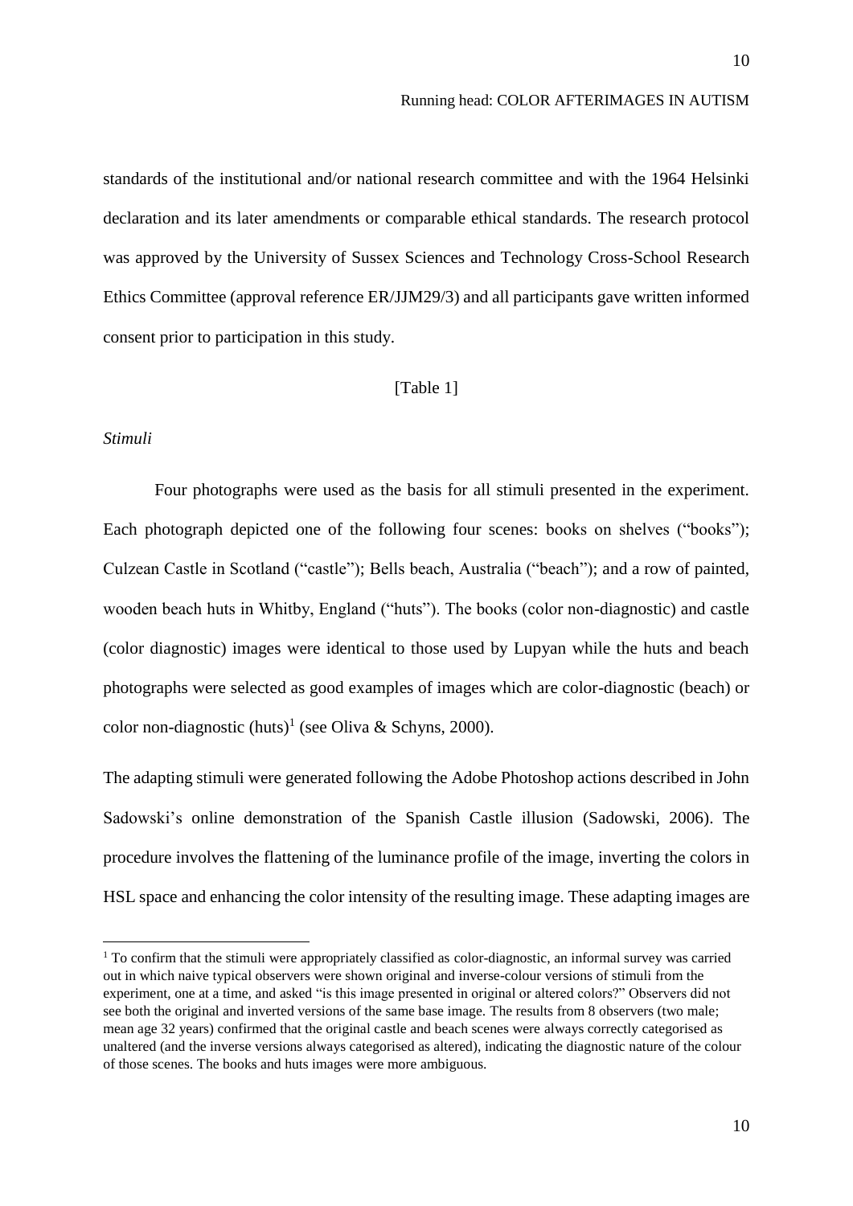standards of the institutional and/or national research committee and with the 1964 Helsinki declaration and its later amendments or comparable ethical standards. The research protocol was approved by the University of Sussex Sciences and Technology Cross-School Research Ethics Committee (approval reference ER/JJM29/3) and all participants gave written informed consent prior to participation in this study.

[Table 1]

*Stimuli*

Four photographs were used as the basis for all stimuli presented in the experiment. Each photograph depicted one of the following four scenes: books on shelves ("books"); Culzean Castle in Scotland ("castle"); Bells beach, Australia ("beach"); and a row of painted, wooden beach huts in Whitby, England ("huts"). The books (color non-diagnostic) and castle (color diagnostic) images were identical to those used by Lupyan while the huts and beach photographs were selected as good examples of images which are color-diagnostic (beach) or color non-diagnostic (huts)[1] (see Oliva & Schyns, 2000).

The adapting stimuli were generated following the Adobe Photoshop actions described in John Sadowski's online demonstration of the Spanish Castle illusion (Sadowski, 2006). The procedure involves the flattening of the luminance profile of the image, inverting the colors in HSL space and enhancing the color intensity of the resulting image. These adapting images are

[1] To confirm that the stimuli were appropriately classified as color-diagnostic, an informal survey was carried out in which naive typical observers were shown original and inverse-colour versions of stimuli from the experiment, one at a time, and asked "is this image presented in original or altered colors?" Observers did not see both the original and inverted versions of the same base image. The results from 8 observers (two male; mean age 32 years) confirmed that the original castle and beach scenes were always correctly categorised as unaltered (and the inverse versions always categorised as altered), indicating the diagnostic nature of the colour of those scenes. The books and huts images were more ambiguous.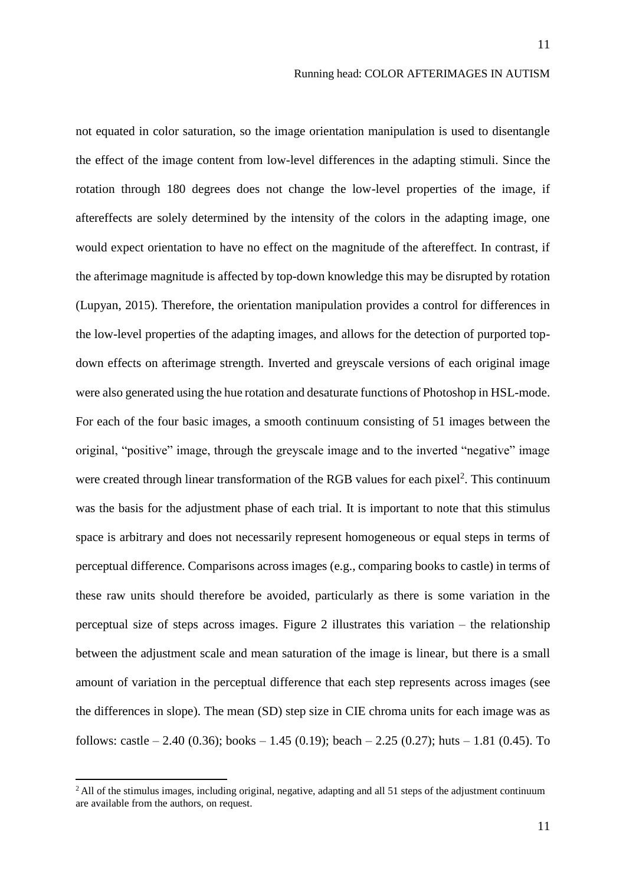not equated in color saturation, so the image orientation manipulation is used to disentangle the effect of the image content from low-level differences in the adapting stimuli. Since the rotation through 180 degrees does not change the low-level properties of the image, if aftereffects are solely determined by the intensity of the colors in the adapting image, one would expect orientation to have no effect on the magnitude of the aftereffect. In contrast, if the afterimage magnitude is affected by top-down knowledge this may be disrupted by rotation (Lupyan, 2015). Therefore, the orientation manipulation provides a control for differences in the low-level properties of the adapting images, and allows for the detection of purported top-down effects on afterimage strength. Inverted and greyscale versions of each original image were also generated using the hue rotation and desaturate functions of Photoshop in HSL-mode. For each of the four basic images, a smooth continuum consisting of 51 images between the original, "positive" image, through the greyscale image and to the inverted "negative" image were created through linear transformation of the RGB values for each pixel[2]. This continuum was the basis for the adjustment phase of each trial. It is important to note that this stimulus space is arbitrary and does not necessarily represent homogeneous or equal steps in terms of perceptual difference. Comparisons across images (e.g., comparing books to castle) in terms of these raw units should therefore be avoided, particularly as there is some variation in the perceptual size of steps across images. Figure 2 illustrates this variation – the relationship between the adjustment scale and mean saturation of the image is linear, but there is a small amount of variation in the perceptual difference that each step represents across images (see the differences in slope). The mean (SD) step size in CIE chroma units for each image was as follows: castle – 2.40 (0.36); books – 1.45 (0.19); beach – 2.25 (0.27); huts – 1.81 (0.45). To

[2] All of the stimulus images, including original, negative, adapting and all 51 steps of the adjustment continuum are available from the authors, on request.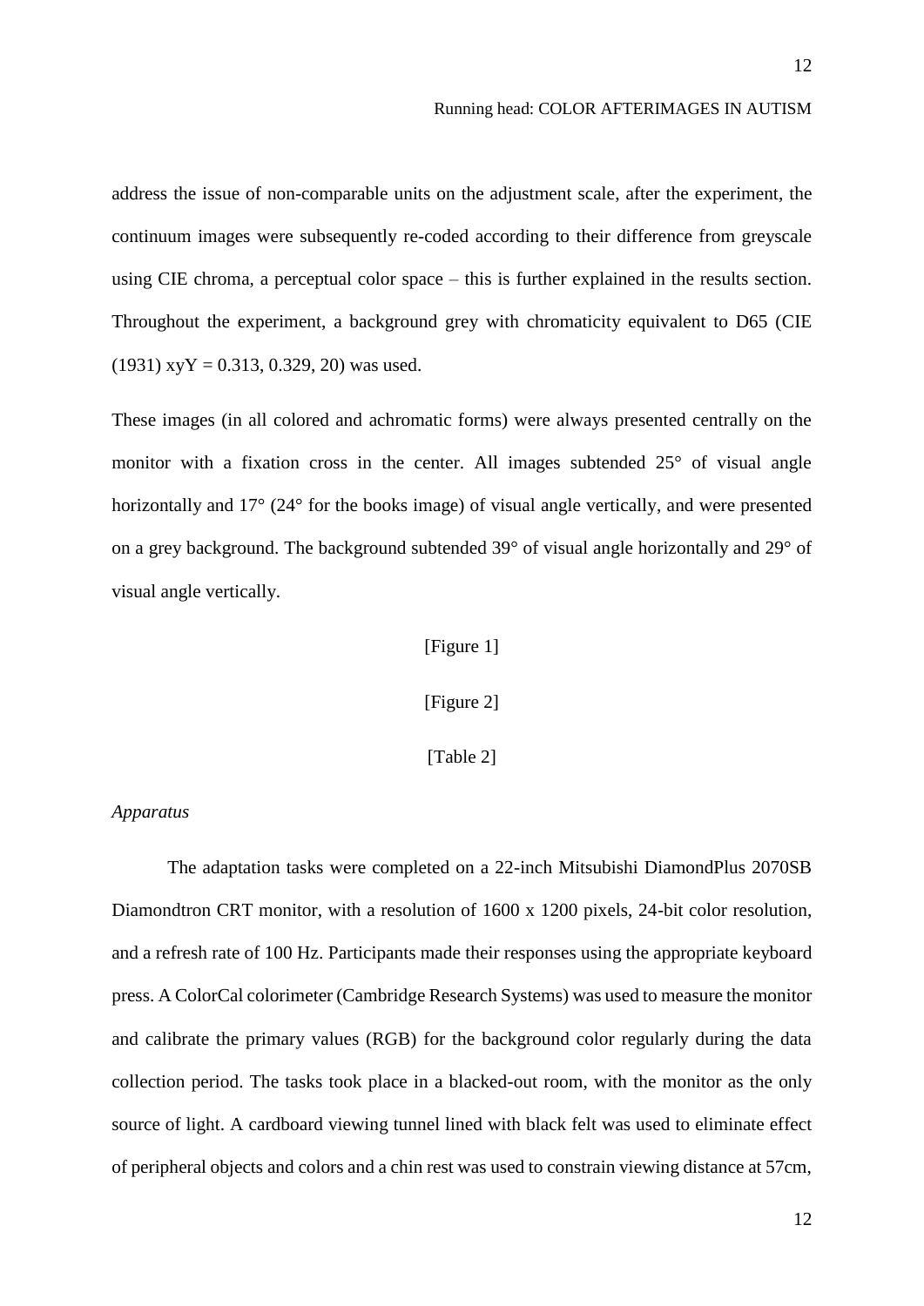address the issue of non-comparable units on the adjustment scale, after the experiment, the continuum images were subsequently re-coded according to their difference from greyscale using CIE chroma, a perceptual color space – this is further explained in the results section. Throughout the experiment, a background grey with chromaticity equivalent to D65 (CIE (1931) xyY = 0.313, 0.329, 20) was used.

These images (in all colored and achromatic forms) were always presented centrally on the monitor with a fixation cross in the center. All images subtended 25° of visual angle horizontally and 17° (24° for the books image) of visual angle vertically, and were presented on a grey background. The background subtended 39° of visual angle horizontally and 29° of visual angle vertically.

[Figure 1]

[Figure 2]

[Table 2]

*Apparatus*

The adaptation tasks were completed on a 22-inch Mitsubishi DiamondPlus 2070SB Diamondtron CRT monitor, with a resolution of 1600 x 1200 pixels, 24-bit color resolution, and a refresh rate of 100 Hz. Participants made their responses using the appropriate keyboard press. A ColorCal colorimeter (Cambridge Research Systems) was used to measure the monitor and calibrate the primary values (RGB) for the background color regularly during the data collection period. The tasks took place in a blacked-out room, with the monitor as the only source of light. A cardboard viewing tunnel lined with black felt was used to eliminate effect of peripheral objects and colors and a chin rest was used to constrain viewing distance at 57cm,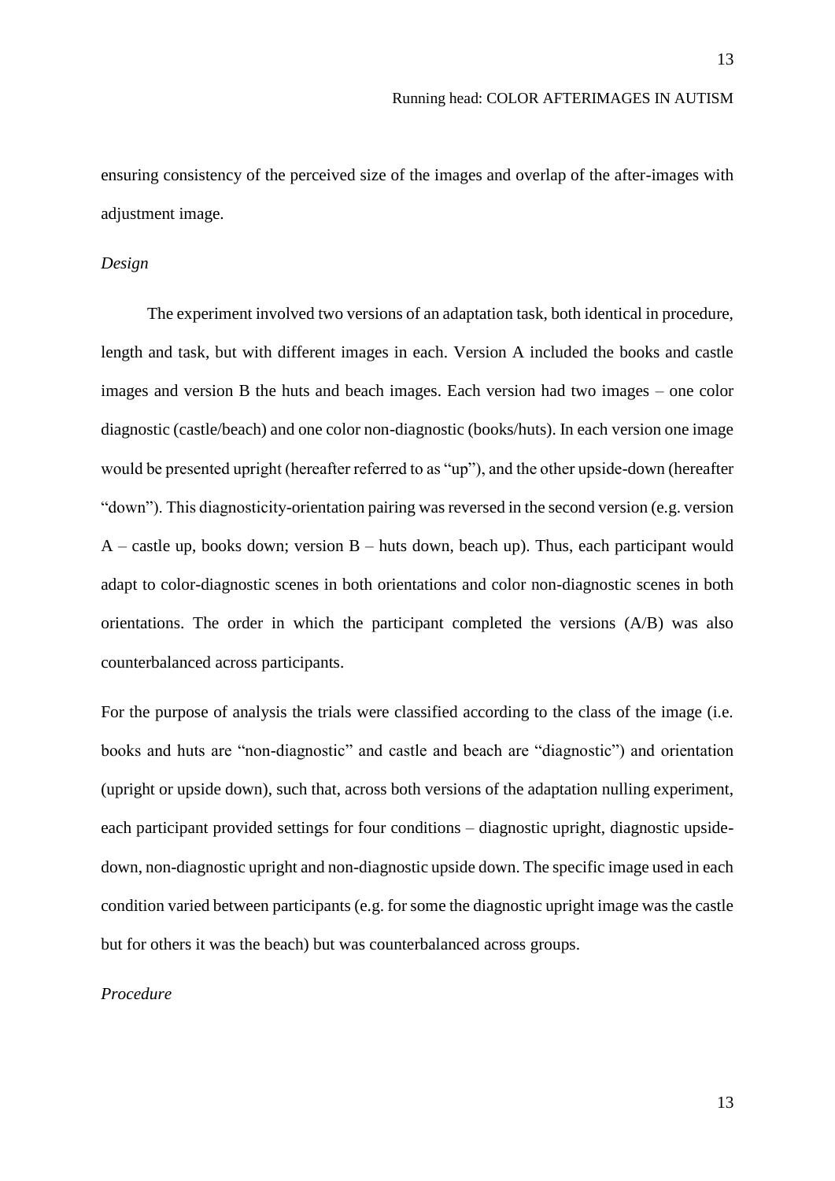ensuring consistency of the perceived size of the images and overlap of the after-images with adjustment image.

*Design*

The experiment involved two versions of an adaptation task, both identical in procedure, length and task, but with different images in each. Version A included the books and castle images and version B the huts and beach images. Each version had two images – one color diagnostic (castle/beach) and one color non-diagnostic (books/huts). In each version one image would be presented upright (hereafter referred to as "up"), and the other upside-down (hereafter "down"). This diagnosticity-orientation pairing was reversed in the second version (e.g. version A – castle up, books down; version B – huts down, beach up). Thus, each participant would adapt to color-diagnostic scenes in both orientations and color non-diagnostic scenes in both orientations. The order in which the participant completed the versions (A/B) was also counterbalanced across participants.

For the purpose of analysis the trials were classified according to the class of the image (i.e. books and huts are "non-diagnostic" and castle and beach are "diagnostic") and orientation (upright or upside down), such that, across both versions of the adaptation nulling experiment, each participant provided settings for four conditions – diagnostic upright, diagnostic upside-down, non-diagnostic upright and non-diagnostic upside down. The specific image used in each condition varied between participants (e.g. for some the diagnostic upright image was the castle but for others it was the beach) but was counterbalanced across groups.

*Procedure*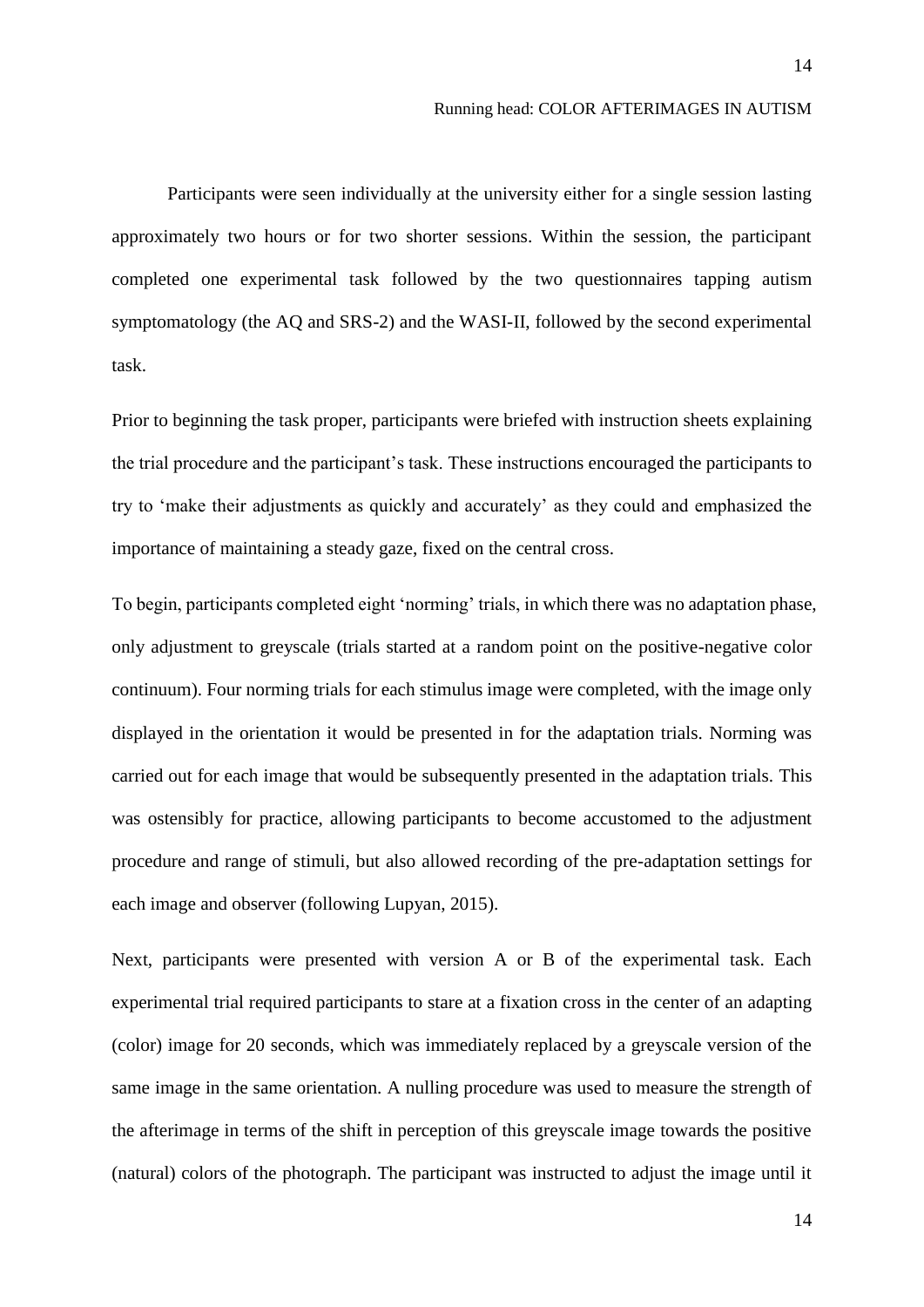Participants were seen individually at the university either for a single session lasting approximately two hours or for two shorter sessions. Within the session, the participant completed one experimental task followed by the two questionnaires tapping autism symptomatology (the AQ and SRS-2) and the WASI-II, followed by the second experimental task.

Prior to beginning the task proper, participants were briefed with instruction sheets explaining the trial procedure and the participant's task. These instructions encouraged the participants to try to 'make their adjustments as quickly and accurately' as they could and emphasized the importance of maintaining a steady gaze, fixed on the central cross.

To begin, participants completed eight 'norming' trials, in which there was no adaptation phase, only adjustment to greyscale (trials started at a random point on the positive-negative color continuum). Four norming trials for each stimulus image were completed, with the image only displayed in the orientation it would be presented in for the adaptation trials. Norming was carried out for each image that would be subsequently presented in the adaptation trials. This was ostensibly for practice, allowing participants to become accustomed to the adjustment procedure and range of stimuli, but also allowed recording of the pre-adaptation settings for each image and observer (following Lupyan, 2015).

Next, participants were presented with version A or B of the experimental task. Each experimental trial required participants to stare at a fixation cross in the center of an adapting (color) image for 20 seconds, which was immediately replaced by a greyscale version of the same image in the same orientation. A nulling procedure was used to measure the strength of the afterimage in terms of the shift in perception of this greyscale image towards the positive (natural) colors of the photograph. The participant was instructed to adjust the image until it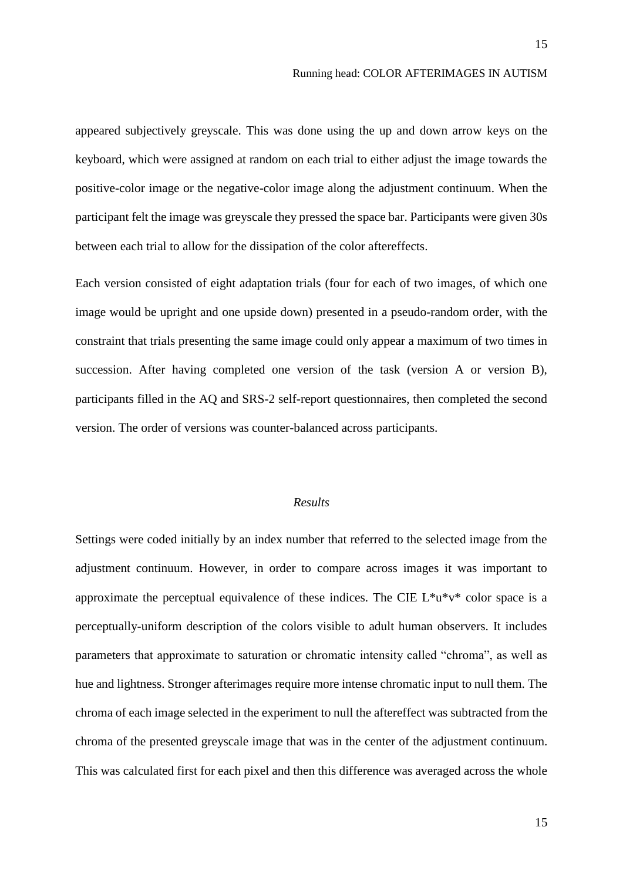appeared subjectively greyscale. This was done using the up and down arrow keys on the keyboard, which were assigned at random on each trial to either adjust the image towards the positive-color image or the negative-color image along the adjustment continuum. When the participant felt the image was greyscale they pressed the space bar. Participants were given 30s between each trial to allow for the dissipation of the color aftereffects.

Each version consisted of eight adaptation trials (four for each of two images, of which one image would be upright and one upside down) presented in a pseudo-random order, with the constraint that trials presenting the same image could only appear a maximum of two times in succession. After having completed one version of the task (version A or version B), participants filled in the AQ and SRS-2 self-report questionnaires, then completed the second version. The order of versions was counter-balanced across participants.

## *Results*

Settings were coded initially by an index number that referred to the selected image from the adjustment continuum. However, in order to compare across images it was important to approximate the perceptual equivalence of these indices. The CIE L*u*v* color space is a perceptually-uniform description of the colors visible to adult human observers. It includes parameters that approximate to saturation or chromatic intensity called "chroma", as well as hue and lightness. Stronger afterimages require more intense chromatic input to null them. The chroma of each image selected in the experiment to null the aftereffect was subtracted from the chroma of the presented greyscale image that was in the center of the adjustment continuum. This was calculated first for each pixel and then this difference was averaged across the whole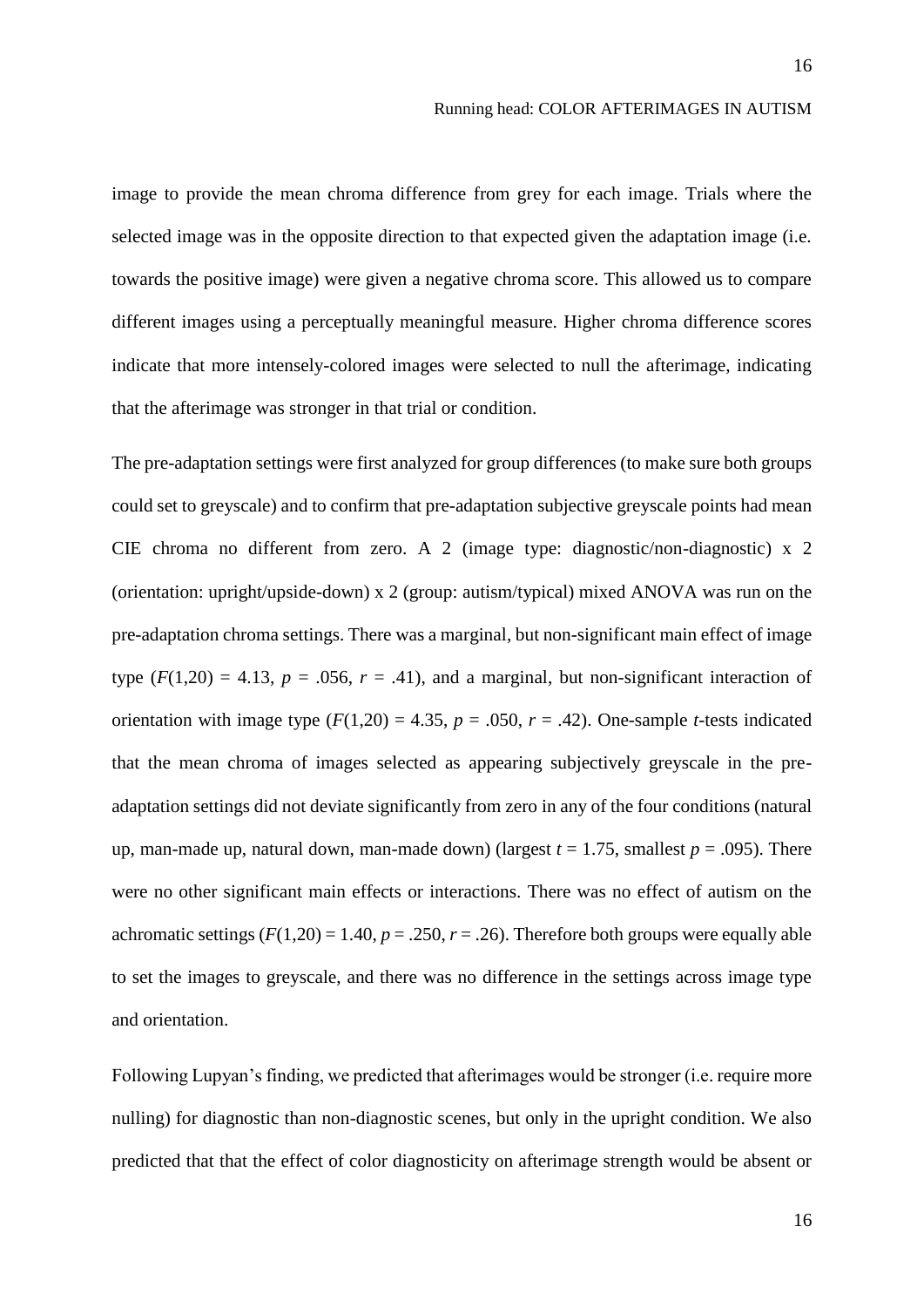image to provide the mean chroma difference from grey for each image. Trials where the selected image was in the opposite direction to that expected given the adaptation image (i.e. towards the positive image) were given a negative chroma score. This allowed us to compare different images using a perceptually meaningful measure. Higher chroma difference scores indicate that more intensely-colored images were selected to null the afterimage, indicating that the afterimage was stronger in that trial or condition.

The pre-adaptation settings were first analyzed for group differences (to make sure both groups could set to greyscale) and to confirm that pre-adaptation subjective greyscale points had mean CIE chroma no different from zero. A 2 (image type: diagnostic/non-diagnostic) x 2 (orientation: upright/upside-down) x 2 (group: autism/typical) mixed ANOVA was run on the pre-adaptation chroma settings. There was a marginal, but non-significant main effect of image type ($F(1,20) = 4.13$, $p = .056$, $r = .41$), and a marginal, but non-significant interaction of orientation with image type ($F(1,20) = 4.35$, $p = .050$, $r = .42$). One-sample *t*-tests indicated that the mean chroma of images selected as appearing subjectively greyscale in the pre-adaptation settings did not deviate significantly from zero in any of the four conditions (natural up, man-made up, natural down, man-made down) (largest $t = 1.75$, smallest $p = .095$). There were no other significant main effects or interactions. There was no effect of autism on the achromatic settings ($F(1,20) = 1.40$, $p = .250$, $r = .26$). Therefore both groups were equally able to set the images to greyscale, and there was no difference in the settings across image type and orientation.

Following Lupyan's finding, we predicted that afterimages would be stronger (i.e. require more nulling) for diagnostic than non-diagnostic scenes, but only in the upright condition. We also predicted that that the effect of color diagnosticity on afterimage strength would be absent or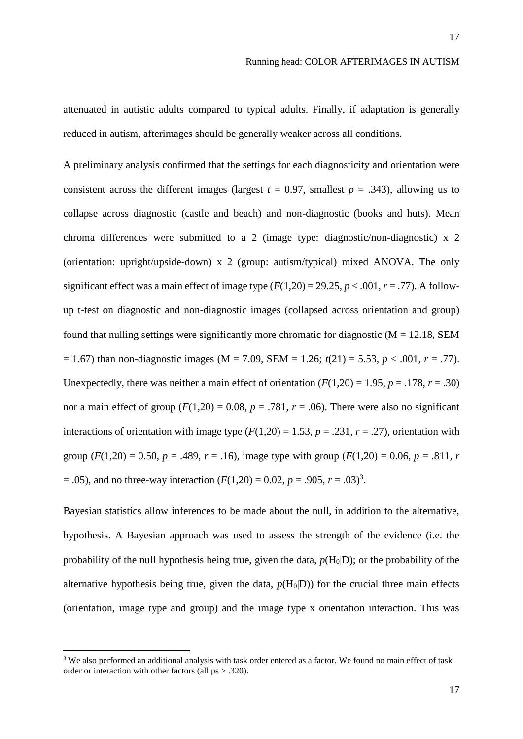attenuated in autistic adults compared to typical adults. Finally, if adaptation is generally reduced in autism, afterimages should be generally weaker across all conditions.

A preliminary analysis confirmed that the settings for each diagnosticity and orientation were consistent across the different images (largest $t = 0.97$, smallest $p = .343$), allowing us to collapse across diagnostic (castle and beach) and non-diagnostic (books and huts). Mean chroma differences were submitted to a 2 (image type: diagnostic/non-diagnostic) x 2 (orientation: upright/upside-down) x 2 (group: autism/typical) mixed ANOVA. The only significant effect was a main effect of image type ($F(1,20) = 29.25$, $p < .001$, $r = .77$). A follow-up t-test on diagnostic and non-diagnostic images (collapsed across orientation and group) found that nulling settings were significantly more chromatic for diagnostic (M = 12.18, SEM = 1.67) than non-diagnostic images (M = 7.09, SEM = 1.26; $t(21) = 5.53$, $p < .001$, $r = .77$). Unexpectedly, there was neither a main effect of orientation ($F(1,20) = 1.95$, $p = .178$, $r = .30$) nor a main effect of group ($F(1,20) = 0.08$, $p = .781$, $r = .06$). There were also no significant interactions of orientation with image type ($F(1,20) = 1.53$, $p = .231$, $r = .27$), orientation with group ($F(1,20) = 0.50$, $p = .489$, $r = .16$), image type with group ($F(1,20) = 0.06$, $p = .811$, $r = .05$), and no three-way interaction ($F(1,20) = 0.02$, $p = .905$, $r = .03$)[3].

Bayesian statistics allow inferences to be made about the null, in addition to the alternative, hypothesis. A Bayesian approach was used to assess the strength of the evidence (i.e. the probability of the null hypothesis being true, given the data, $p(H_0|D)$; or the probability of the alternative hypothesis being true, given the data, $p(H_0|D)$) for the crucial three main effects (orientation, image type and group) and the image type x orientation interaction. This was

[3] We also performed an additional analysis with task order entered as a factor. We found no main effect of task order or interaction with other factors (all ps > .320).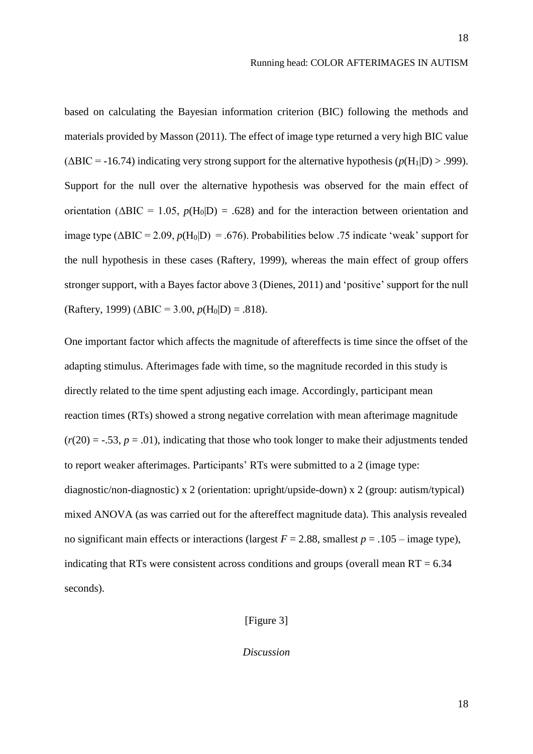based on calculating the Bayesian information criterion (BIC) following the methods and materials provided by Masson (2011). The effect of image type returned a very high BIC value ($\Delta$BIC = -16.74) indicating very strong support for the alternative hypothesis ($p(H_1|D) > .999$). Support for the null over the alternative hypothesis was observed for the main effect of orientation ($\Delta$BIC = 1.05, $p(H_0|D) = .628$) and for the interaction between orientation and image type ($\Delta$BIC = 2.09, $p(H_0|D) = .676$). Probabilities below .75 indicate 'weak' support for the null hypothesis in these cases (Raftery, 1999), whereas the main effect of group offers stronger support, with a Bayes factor above 3 (Dienes, 2011) and 'positive' support for the null (Raftery, 1999) ($\Delta$BIC = 3.00, $p(H_0|D) = .818$).

One important factor which affects the magnitude of aftereffects is time since the offset of the adapting stimulus. Afterimages fade with time, so the magnitude recorded in this study is directly related to the time spent adjusting each image. Accordingly, participant mean reaction times (RTs) showed a strong negative correlation with mean afterimage magnitude ($r(20) = -.53$, $p = .01$), indicating that those who took longer to make their adjustments tended to report weaker afterimages. Participants' RTs were submitted to a 2 (image type: diagnostic/non-diagnostic) x 2 (orientation: upright/upside-down) x 2 (group: autism/typical) mixed ANOVA (as was carried out for the aftereffect magnitude data). This analysis revealed no significant main effects or interactions (largest $F = 2.88$, smallest $p = .105$ – image type), indicating that RTs were consistent across conditions and groups (overall mean RT = 6.34 seconds).

[Figure 3]

*Discussion*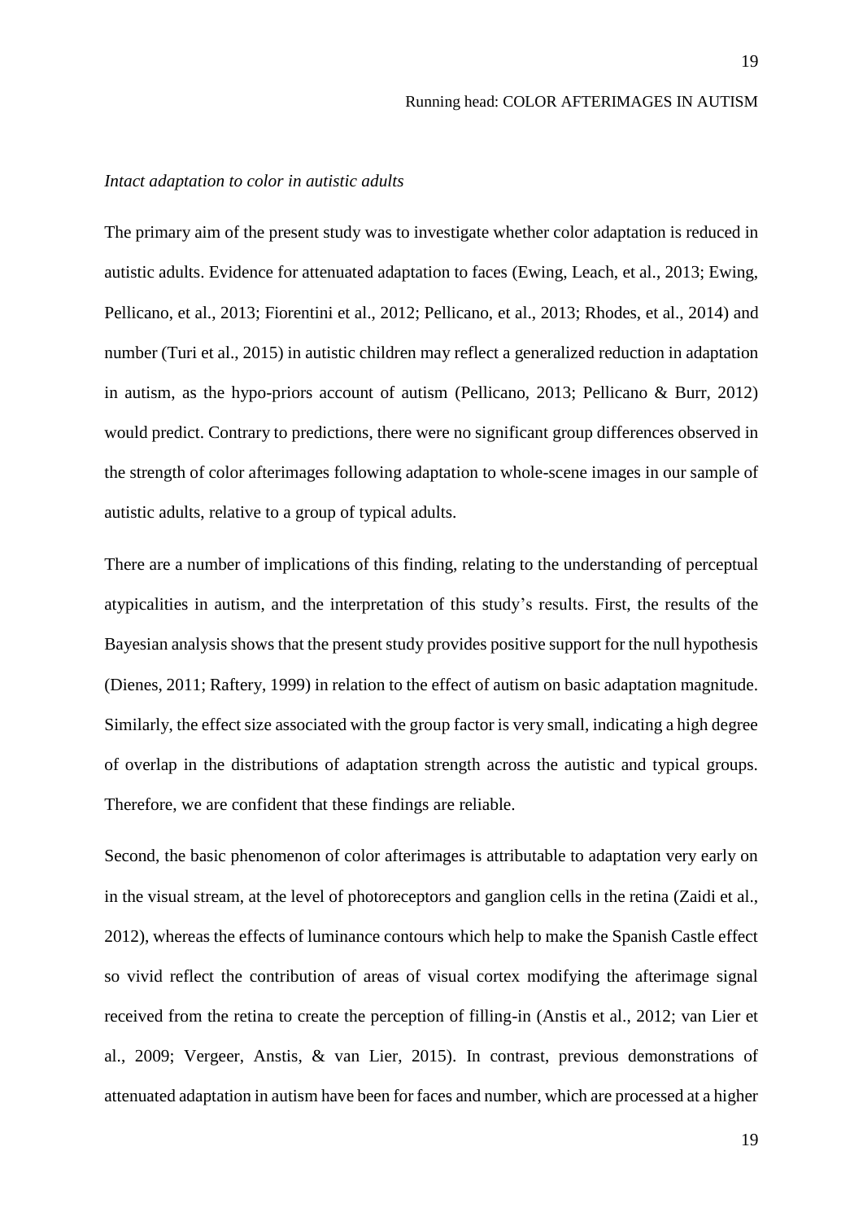*Intact adaptation to color in autistic adults*

The primary aim of the present study was to investigate whether color adaptation is reduced in autistic adults. Evidence for attenuated adaptation to faces (Ewing, Leach, et al., 2013; Ewing, Pellicano, et al., 2013; Fiorentini et al., 2012; Pellicano, et al., 2013; Rhodes, et al., 2014) and number (Turi et al., 2015) in autistic children may reflect a generalized reduction in adaptation in autism, as the hypo-priors account of autism (Pellicano, 2013; Pellicano & Burr, 2012) would predict. Contrary to predictions, there were no significant group differences observed in the strength of color afterimages following adaptation to whole-scene images in our sample of autistic adults, relative to a group of typical adults.

There are a number of implications of this finding, relating to the understanding of perceptual atypicalities in autism, and the interpretation of this study's results. First, the results of the Bayesian analysis shows that the present study provides positive support for the null hypothesis (Dienes, 2011; Raftery, 1999) in relation to the effect of autism on basic adaptation magnitude. Similarly, the effect size associated with the group factor is very small, indicating a high degree of overlap in the distributions of adaptation strength across the autistic and typical groups. Therefore, we are confident that these findings are reliable.

Second, the basic phenomenon of color afterimages is attributable to adaptation very early on in the visual stream, at the level of photoreceptors and ganglion cells in the retina (Zaidi et al., 2012), whereas the effects of luminance contours which help to make the Spanish Castle effect so vivid reflect the contribution of areas of visual cortex modifying the afterimage signal received from the retina to create the perception of filling-in (Anstis et al., 2012; van Lier et al., 2009; Vergeer, Anstis, & van Lier, 2015). In contrast, previous demonstrations of attenuated adaptation in autism have been for faces and number, which are processed at a higher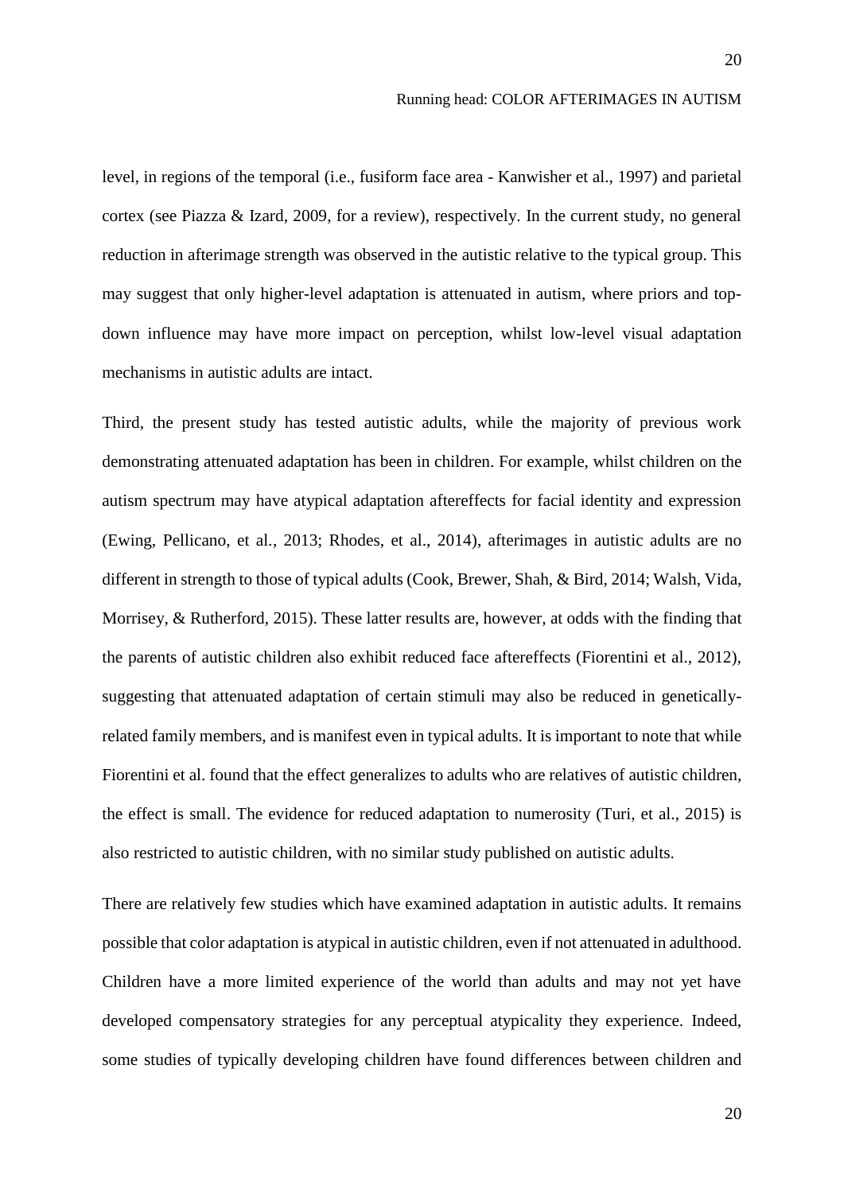level, in regions of the temporal (i.e., fusiform face area - Kanwisher et al., 1997) and parietal cortex (see Piazza & Izard, 2009, for a review), respectively. In the current study, no general reduction in afterimage strength was observed in the autistic relative to the typical group. This may suggest that only higher-level adaptation is attenuated in autism, where priors and top-down influence may have more impact on perception, whilst low-level visual adaptation mechanisms in autistic adults are intact.

Third, the present study has tested autistic adults, while the majority of previous work demonstrating attenuated adaptation has been in children. For example, whilst children on the autism spectrum may have atypical adaptation aftereffects for facial identity and expression (Ewing, Pellicano, et al., 2013; Rhodes, et al., 2014), afterimages in autistic adults are no different in strength to those of typical adults (Cook, Brewer, Shah, & Bird, 2014; Walsh, Vida, Morrisey, & Rutherford, 2015). These latter results are, however, at odds with the finding that the parents of autistic children also exhibit reduced face aftereffects (Fiorentini et al., 2012), suggesting that attenuated adaptation of certain stimuli may also be reduced in genetically-related family members, and is manifest even in typical adults. It is important to note that while Fiorentini et al. found that the effect generalizes to adults who are relatives of autistic children, the effect is small. The evidence for reduced adaptation to numerosity (Turi, et al., 2015) is also restricted to autistic children, with no similar study published on autistic adults.

There are relatively few studies which have examined adaptation in autistic adults. It remains possible that color adaptation is atypical in autistic children, even if not attenuated in adulthood. Children have a more limited experience of the world than adults and may not yet have developed compensatory strategies for any perceptual atypicality they experience. Indeed, some studies of typically developing children have found differences between children and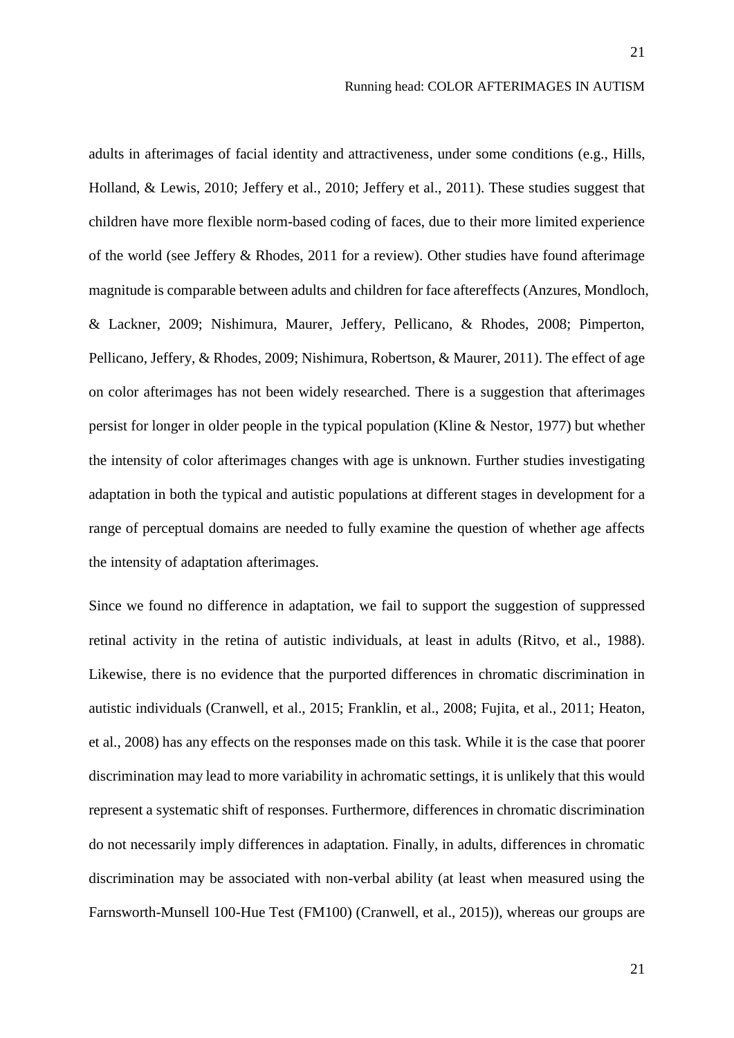adults in afterimages of facial identity and attractiveness, under some conditions (e.g., Hills, Holland, & Lewis, 2010; Jeffery et al., 2010; Jeffery et al., 2011). These studies suggest that children have more flexible norm-based coding of faces, due to their more limited experience of the world (see Jeffery & Rhodes, 2011 for a review). Other studies have found afterimage magnitude is comparable between adults and children for face aftereffects (Anzures, Mondloch, & Lackner, 2009; Nishimura, Maurer, Jeffery, Pellicano, & Rhodes, 2008; Pimperton, Pellicano, Jeffery, & Rhodes, 2009; Nishimura, Robertson, & Maurer, 2011). The effect of age on color afterimages has not been widely researched. There is a suggestion that afterimages persist for longer in older people in the typical population (Kline & Nestor, 1977) but whether the intensity of color afterimages changes with age is unknown. Further studies investigating adaptation in both the typical and autistic populations at different stages in development for a range of perceptual domains are needed to fully examine the question of whether age affects the intensity of adaptation afterimages.

Since we found no difference in adaptation, we fail to support the suggestion of suppressed retinal activity in the retina of autistic individuals, at least in adults (Ritvo, et al., 1988). Likewise, there is no evidence that the purported differences in chromatic discrimination in autistic individuals (Cranwell, et al., 2015; Franklin, et al., 2008; Fujita, et al., 2011; Heaton, et al., 2008) has any effects on the responses made on this task. While it is the case that poorer discrimination may lead to more variability in achromatic settings, it is unlikely that this would represent a systematic shift of responses. Furthermore, differences in chromatic discrimination do not necessarily imply differences in adaptation. Finally, in adults, differences in chromatic discrimination may be associated with non-verbal ability (at least when measured using the Farnsworth-Munsell 100-Hue Test (FM100) (Cranwell, et al., 2015)), whereas our groups are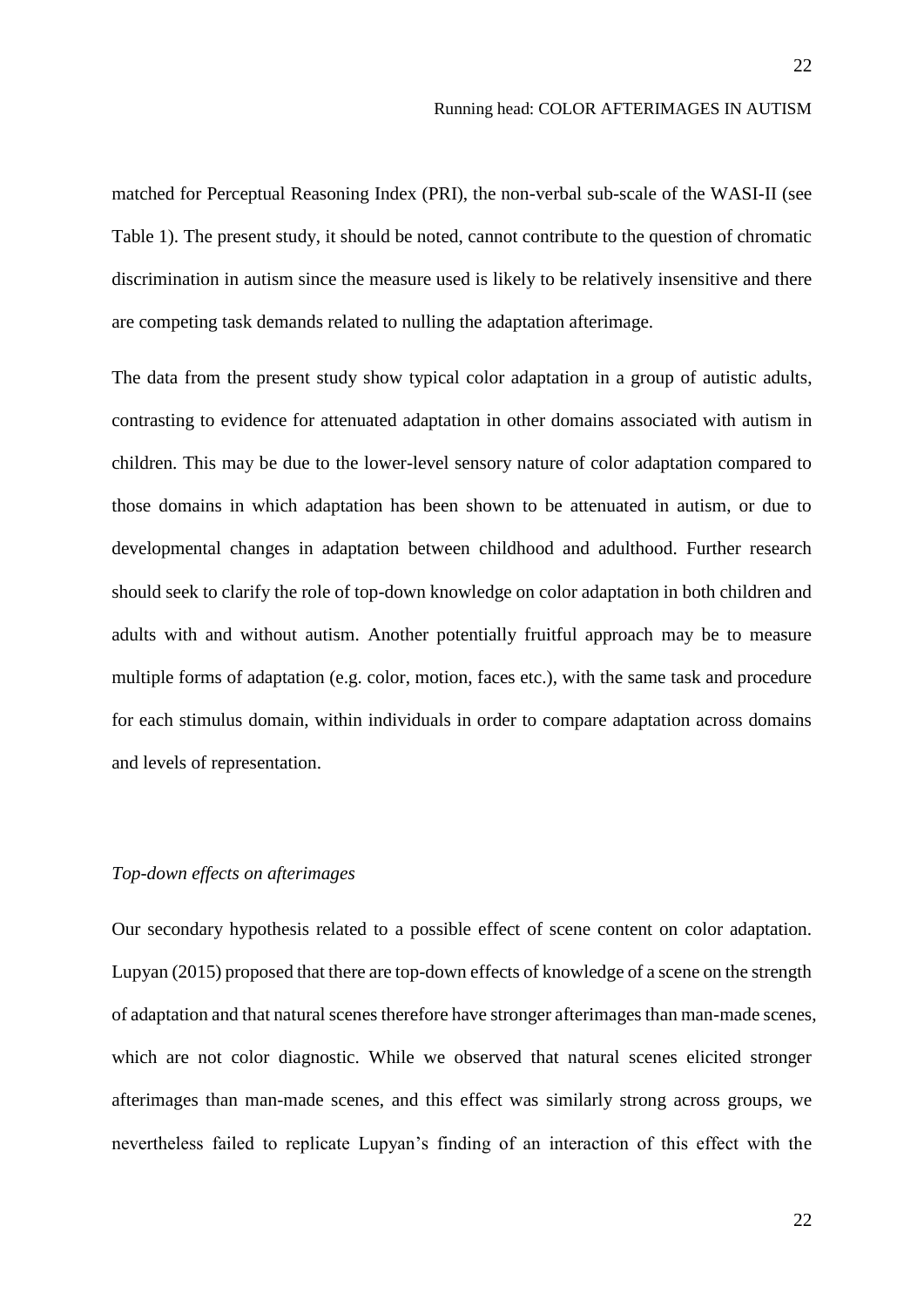matched for Perceptual Reasoning Index (PRI), the non-verbal sub-scale of the WASI-II (see Table 1). The present study, it should be noted, cannot contribute to the question of chromatic discrimination in autism since the measure used is likely to be relatively insensitive and there are competing task demands related to nulling the adaptation afterimage.

The data from the present study show typical color adaptation in a group of autistic adults, contrasting to evidence for attenuated adaptation in other domains associated with autism in children. This may be due to the lower-level sensory nature of color adaptation compared to those domains in which adaptation has been shown to be attenuated in autism, or due to developmental changes in adaptation between childhood and adulthood. Further research should seek to clarify the role of top-down knowledge on color adaptation in both children and adults with and without autism. Another potentially fruitful approach may be to measure multiple forms of adaptation (e.g. color, motion, faces etc.), with the same task and procedure for each stimulus domain, within individuals in order to compare adaptation across domains and levels of representation.

*Top-down effects on afterimages*

Our secondary hypothesis related to a possible effect of scene content on color adaptation. Lupyan (2015) proposed that there are top-down effects of knowledge of a scene on the strength of adaptation and that natural scenes therefore have stronger afterimages than man-made scenes, which are not color diagnostic. While we observed that natural scenes elicited stronger afterimages than man-made scenes, and this effect was similarly strong across groups, we nevertheless failed to replicate Lupyan's finding of an interaction of this effect with the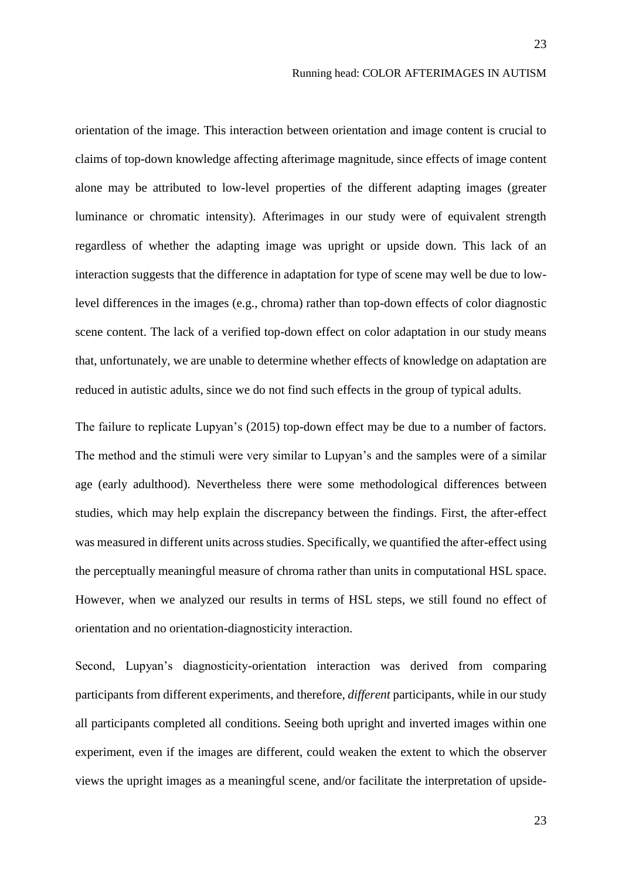orientation of the image. This interaction between orientation and image content is crucial to claims of top-down knowledge affecting afterimage magnitude, since effects of image content alone may be attributed to low-level properties of the different adapting images (greater luminance or chromatic intensity). Afterimages in our study were of equivalent strength regardless of whether the adapting image was upright or upside down. This lack of an interaction suggests that the difference in adaptation for type of scene may well be due to low-level differences in the images (e.g., chroma) rather than top-down effects of color diagnostic scene content. The lack of a verified top-down effect on color adaptation in our study means that, unfortunately, we are unable to determine whether effects of knowledge on adaptation are reduced in autistic adults, since we do not find such effects in the group of typical adults.

The failure to replicate Lupyan's (2015) top-down effect may be due to a number of factors. The method and the stimuli were very similar to Lupyan's and the samples were of a similar age (early adulthood). Nevertheless there were some methodological differences between studies, which may help explain the discrepancy between the findings. First, the after-effect was measured in different units across studies. Specifically, we quantified the after-effect using the perceptually meaningful measure of chroma rather than units in computational HSL space. However, when we analyzed our results in terms of HSL steps, we still found no effect of orientation and no orientation-diagnosticity interaction.

Second, Lupyan's diagnosticity-orientation interaction was derived from comparing participants from different experiments, and therefore, *different* participants, while in our study all participants completed all conditions. Seeing both upright and inverted images within one experiment, even if the images are different, could weaken the extent to which the observer views the upright images as a meaningful scene, and/or facilitate the interpretation of upside-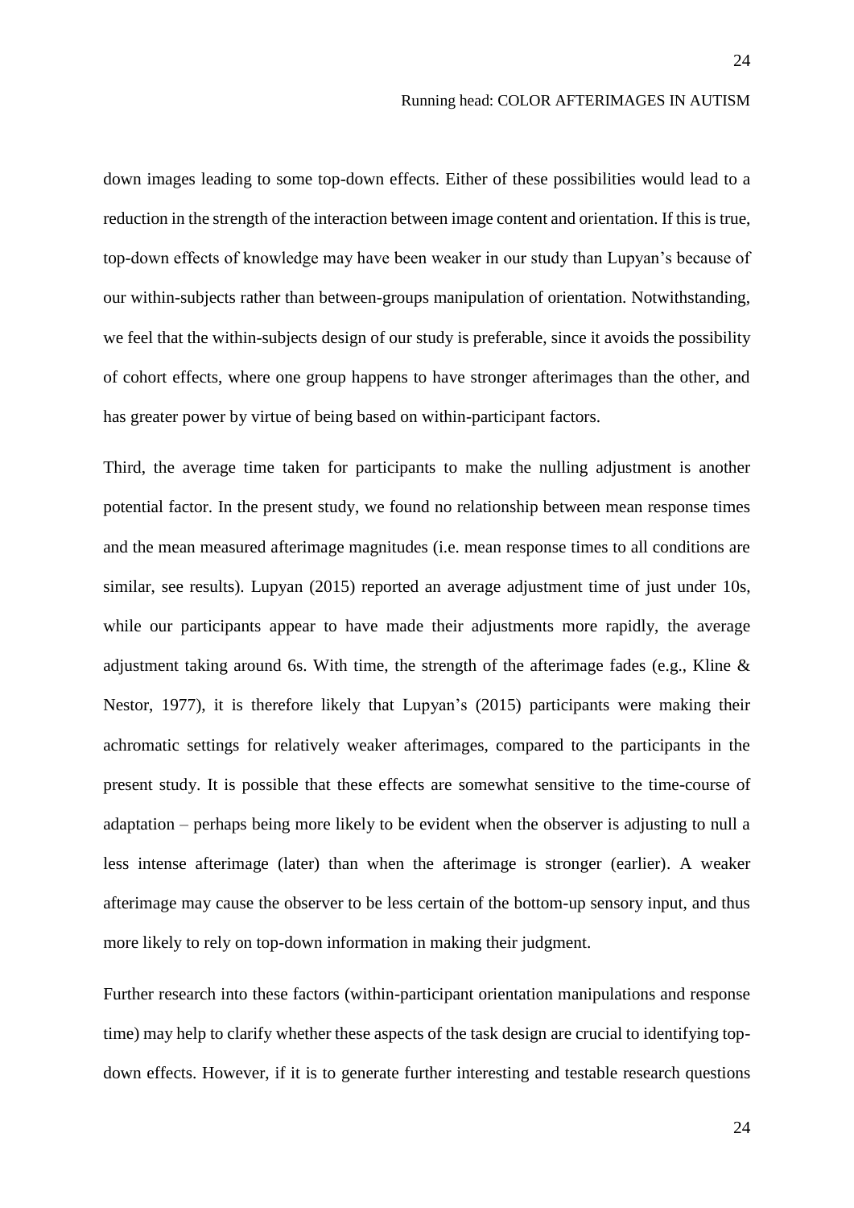down images leading to some top-down effects. Either of these possibilities would lead to a reduction in the strength of the interaction between image content and orientation. If this is true, top-down effects of knowledge may have been weaker in our study than Lupyan's because of our within-subjects rather than between-groups manipulation of orientation. Notwithstanding, we feel that the within-subjects design of our study is preferable, since it avoids the possibility of cohort effects, where one group happens to have stronger afterimages than the other, and has greater power by virtue of being based on within-participant factors.

Third, the average time taken for participants to make the nulling adjustment is another potential factor. In the present study, we found no relationship between mean response times and the mean measured afterimage magnitudes (i.e. mean response times to all conditions are similar, see results). Lupyan (2015) reported an average adjustment time of just under 10s, while our participants appear to have made their adjustments more rapidly, the average adjustment taking around 6s. With time, the strength of the afterimage fades (e.g., Kline & Nestor, 1977), it is therefore likely that Lupyan's (2015) participants were making their achromatic settings for relatively weaker afterimages, compared to the participants in the present study. It is possible that these effects are somewhat sensitive to the time-course of adaptation – perhaps being more likely to be evident when the observer is adjusting to null a less intense afterimage (later) than when the afterimage is stronger (earlier). A weaker afterimage may cause the observer to be less certain of the bottom-up sensory input, and thus more likely to rely on top-down information in making their judgment.

Further research into these factors (within-participant orientation manipulations and response time) may help to clarify whether these aspects of the task design are crucial to identifying top-down effects. However, if it is to generate further interesting and testable research questions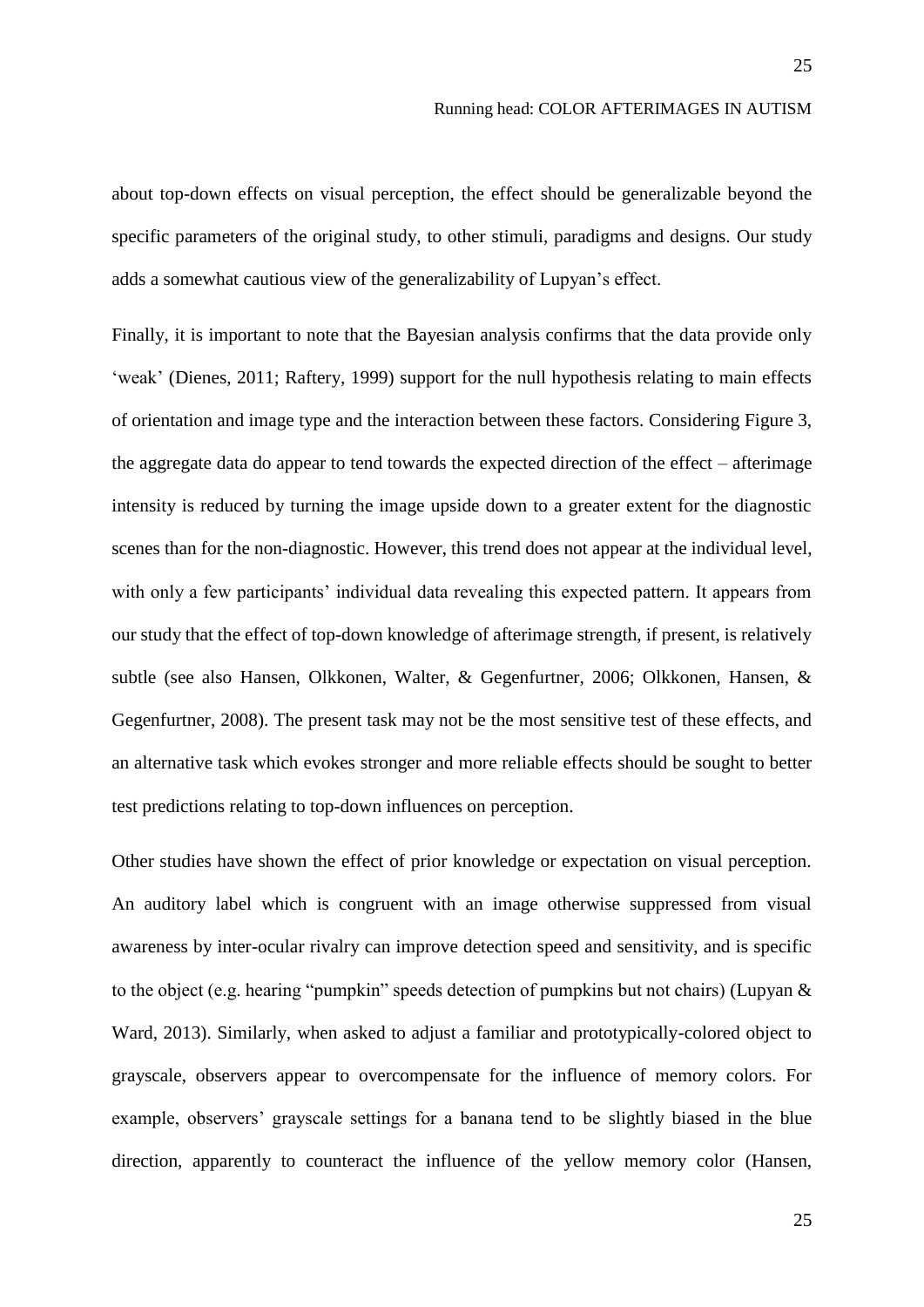about top-down effects on visual perception, the effect should be generalizable beyond the specific parameters of the original study, to other stimuli, paradigms and designs. Our study adds a somewhat cautious view of the generalizability of Lupyan's effect.

Finally, it is important to note that the Bayesian analysis confirms that the data provide only 'weak' (Dienes, 2011; Raftery, 1999) support for the null hypothesis relating to main effects of orientation and image type and the interaction between these factors. Considering Figure 3, the aggregate data do appear to tend towards the expected direction of the effect – afterimage intensity is reduced by turning the image upside down to a greater extent for the diagnostic scenes than for the non-diagnostic. However, this trend does not appear at the individual level, with only a few participants' individual data revealing this expected pattern. It appears from our study that the effect of top-down knowledge of afterimage strength, if present, is relatively subtle (see also Hansen, Olkkonen, Walter, & Gegenfurtner, 2006; Olkkonen, Hansen, & Gegenfurtner, 2008). The present task may not be the most sensitive test of these effects, and an alternative task which evokes stronger and more reliable effects should be sought to better test predictions relating to top-down influences on perception.

Other studies have shown the effect of prior knowledge or expectation on visual perception. An auditory label which is congruent with an image otherwise suppressed from visual awareness by inter-ocular rivalry can improve detection speed and sensitivity, and is specific to the object (e.g. hearing "pumpkin" speeds detection of pumpkins but not chairs) (Lupyan & Ward, 2013). Similarly, when asked to adjust a familiar and prototypically-colored object to grayscale, observers appear to overcompensate for the influence of memory colors. For example, observers' grayscale settings for a banana tend to be slightly biased in the blue direction, apparently to counteract the influence of the yellow memory color (Hansen,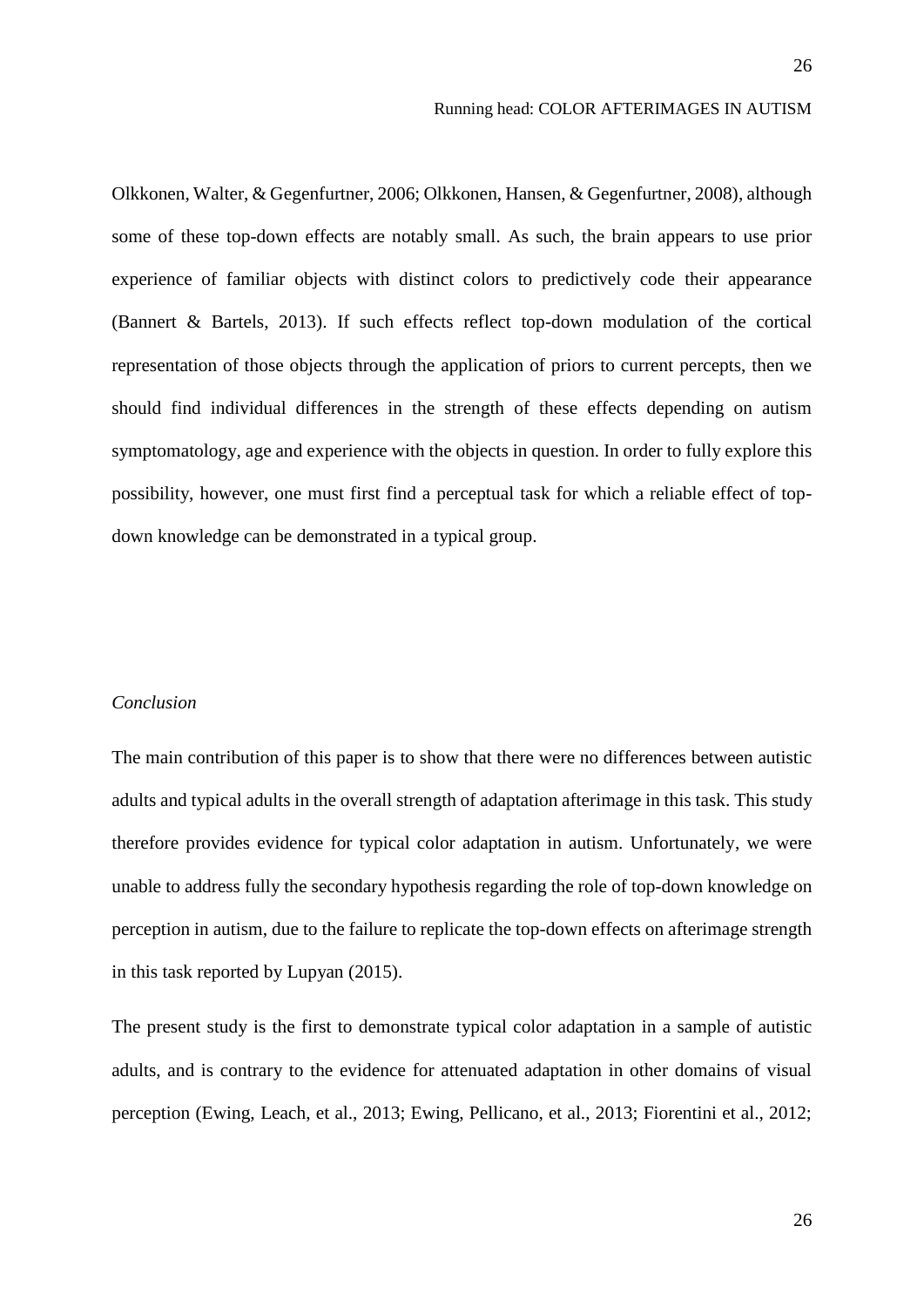Olkkonen, Walter, & Gegenfurtner, 2006; Olkkonen, Hansen, & Gegenfurtner, 2008), although some of these top-down effects are notably small. As such, the brain appears to use prior experience of familiar objects with distinct colors to predictively code their appearance (Bannert & Bartels, 2013). If such effects reflect top-down modulation of the cortical representation of those objects through the application of priors to current percepts, then we should find individual differences in the strength of these effects depending on autism symptomatology, age and experience with the objects in question. In order to fully explore this possibility, however, one must first find a perceptual task for which a reliable effect of top-down knowledge can be demonstrated in a typical group.

*Conclusion*

The main contribution of this paper is to show that there were no differences between autistic adults and typical adults in the overall strength of adaptation afterimage in this task. This study therefore provides evidence for typical color adaptation in autism. Unfortunately, we were unable to address fully the secondary hypothesis regarding the role of top-down knowledge on perception in autism, due to the failure to replicate the top-down effects on afterimage strength in this task reported by Lupyan (2015).

The present study is the first to demonstrate typical color adaptation in a sample of autistic adults, and is contrary to the evidence for attenuated adaptation in other domains of visual perception (Ewing, Leach, et al., 2013; Ewing, Pellicano, et al., 2013; Fiorentini et al., 2012;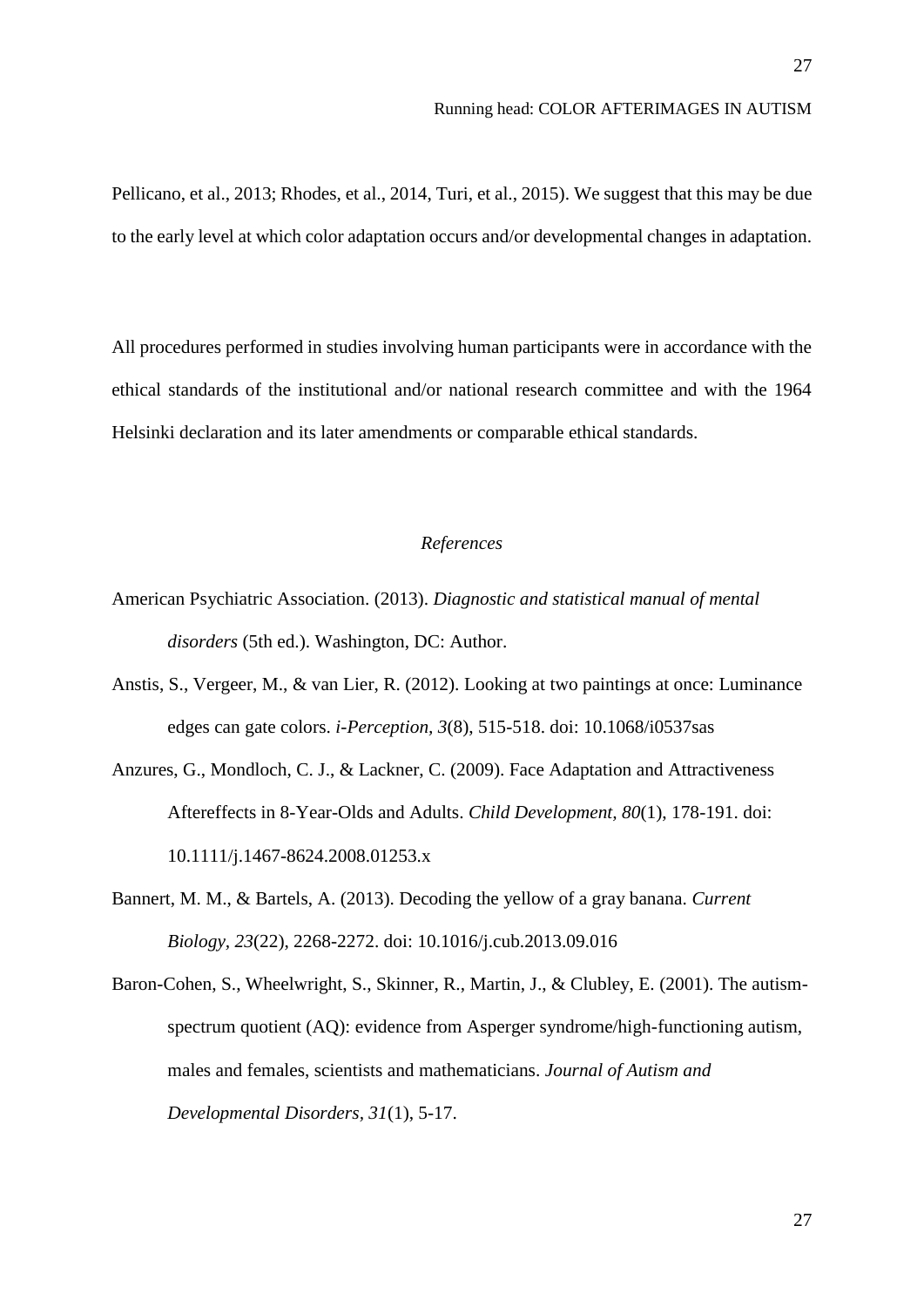Pellicano, et al., 2013; Rhodes, et al., 2014, Turi, et al., 2015). We suggest that this may be due to the early level at which color adaptation occurs and/or developmental changes in adaptation.

All procedures performed in studies involving human participants were in accordance with the ethical standards of the institutional and/or national research committee and with the 1964 Helsinki declaration and its later amendments or comparable ethical standards.

*References*

American Psychiatric Association. (2013). *Diagnostic and statistical manual of mental disorders* (5th ed.). Washington, DC: Author.

Anstis, S., Vergeer, M., & van Lier, R. (2012). Looking at two paintings at once: Luminance edges can gate colors. *i-Perception, 3*(8), 515-518. doi: 10.1068/i0537sas

Anzures, G., Mondloch, C. J., & Lackner, C. (2009). Face Adaptation and Attractiveness Aftereffects in 8-Year-Olds and Adults. *Child Development, 80*(1), 178-191. doi: 10.1111/j.1467-8624.2008.01253.x

Bannert, M. M., & Bartels, A. (2013). Decoding the yellow of a gray banana. *Current Biology, 23*(22), 2268-2272. doi: 10.1016/j.cub.2013.09.016

Baron-Cohen, S., Wheelwright, S., Skinner, R., Martin, J., & Clubley, E. (2001). The autism-spectrum quotient (AQ): evidence from Asperger syndrome/high-functioning autism, males and females, scientists and mathematicians. *Journal of Autism and Developmental Disorders, 31*(1), 5-17.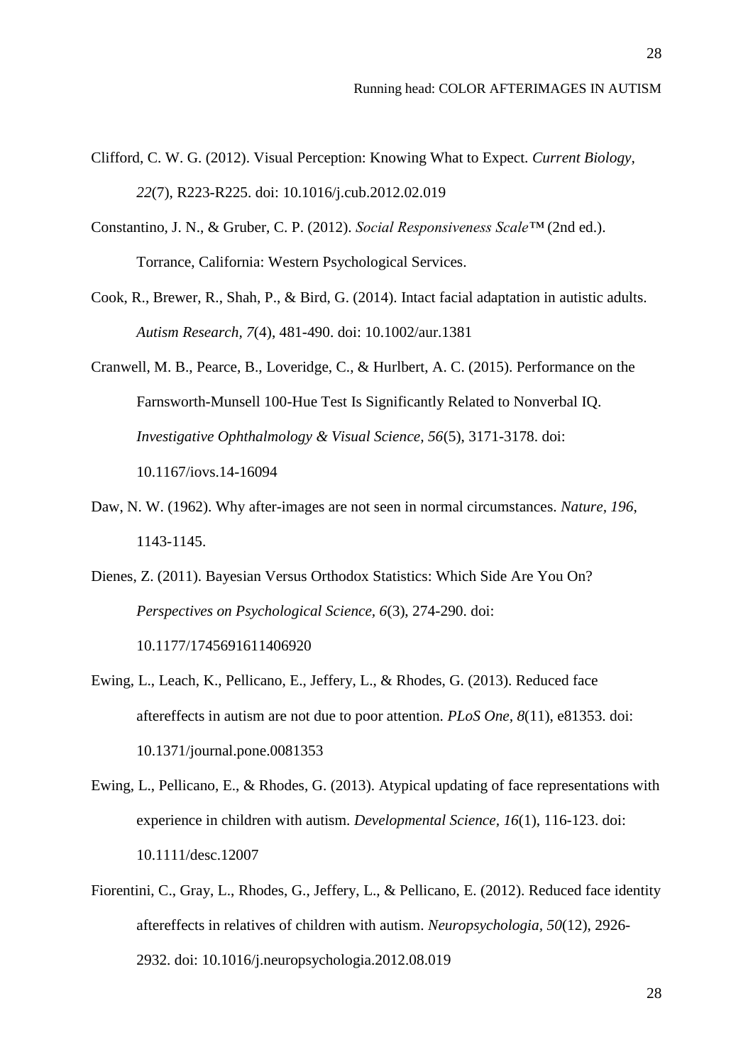Clifford, C. W. G. (2012). Visual Perception: Knowing What to Expect. *Current Biology, 22*(7), R223-R225. doi: 10.1016/j.cub.2012.02.019

Constantino, J. N., & Gruber, C. P. (2012). *Social Responsiveness Scale™* (2nd ed.). Torrance, California: Western Psychological Services.

Cook, R., Brewer, R., Shah, P., & Bird, G. (2014). Intact facial adaptation in autistic adults. *Autism Research, 7*(4), 481-490. doi: 10.1002/aur.1381

Cranwell, M. B., Pearce, B., Loveridge, C., & Hurlbert, A. C. (2015). Performance on the Farnsworth-Munsell 100-Hue Test Is Significantly Related to Nonverbal IQ. *Investigative Ophthalmology & Visual Science, 56*(5), 3171-3178. doi: 10.1167/iovs.14-16094

Daw, N. W. (1962). Why after-images are not seen in normal circumstances. *Nature, 196*, 1143-1145.

Dienes, Z. (2011). Bayesian Versus Orthodox Statistics: Which Side Are You On? *Perspectives on Psychological Science, 6*(3), 274-290. doi: 10.1177/1745691611406920

Ewing, L., Leach, K., Pellicano, E., Jeffery, L., & Rhodes, G. (2013). Reduced face aftereffects in autism are not due to poor attention. *PLoS One, 8*(11), e81353. doi: 10.1371/journal.pone.0081353

Ewing, L., Pellicano, E., & Rhodes, G. (2013). Atypical updating of face representations with experience in children with autism. *Developmental Science, 16*(1), 116-123. doi: 10.1111/desc.12007

Fiorentini, C., Gray, L., Rhodes, G., Jeffery, L., & Pellicano, E. (2012). Reduced face identity aftereffects in relatives of children with autism. *Neuropsychologia, 50*(12), 2926-2932. doi: 10.1016/j.neuropsychologia.2012.08.019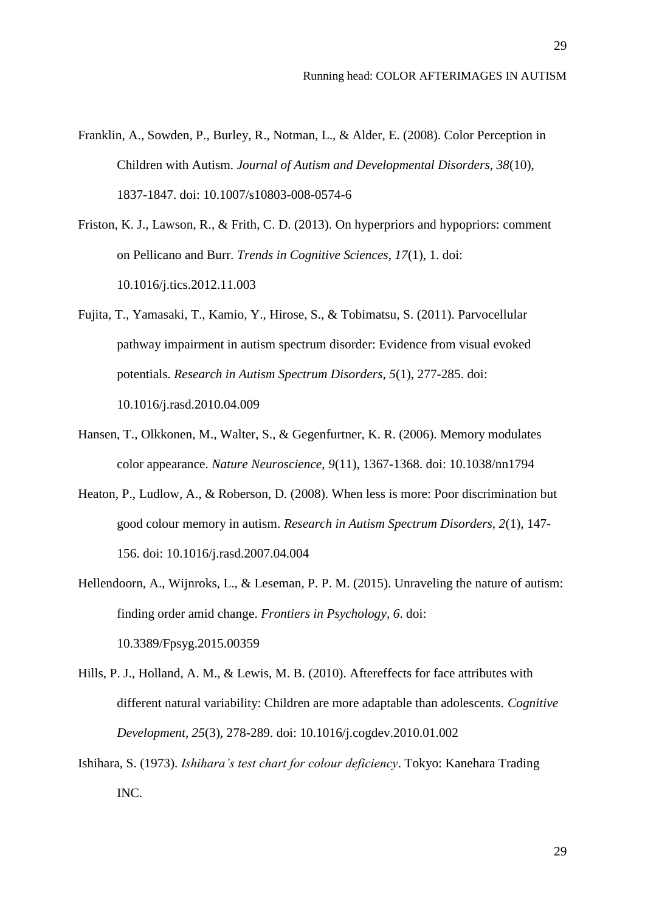Franklin, A., Sowden, P., Burley, R., Notman, L., & Alder, E. (2008). Color Perception in Children with Autism. *Journal of Autism and Developmental Disorders, 38*(10), 1837-1847. doi: 10.1007/s10803-008-0574-6

Friston, K. J., Lawson, R., & Frith, C. D. (2013). On hyperpriors and hypopriors: comment on Pellicano and Burr. *Trends in Cognitive Sciences, 17*(1), 1. doi: 10.1016/j.tics.2012.11.003

Fujita, T., Yamasaki, T., Kamio, Y., Hirose, S., & Tobimatsu, S. (2011). Parvocellular pathway impairment in autism spectrum disorder: Evidence from visual evoked potentials. *Research in Autism Spectrum Disorders, 5*(1), 277-285. doi: 10.1016/j.rasd.2010.04.009

Hansen, T., Olkkonen, M., Walter, S., & Gegenfurtner, K. R. (2006). Memory modulates color appearance. *Nature Neuroscience, 9*(11), 1367-1368. doi: 10.1038/nn1794

Heaton, P., Ludlow, A., & Roberson, D. (2008). When less is more: Poor discrimination but good colour memory in autism. *Research in Autism Spectrum Disorders, 2*(1), 147-156. doi: 10.1016/j.rasd.2007.04.004

Hellendoorn, A., Wijnroks, L., & Leseman, P. P. M. (2015). Unraveling the nature of autism: finding order amid change. *Frontiers in Psychology, 6*. doi: 10.3389/Fpsyg.2015.00359

Hills, P. J., Holland, A. M., & Lewis, M. B. (2010). Aftereffects for face attributes with different natural variability: Children are more adaptable than adolescents. *Cognitive Development, 25*(3), 278-289. doi: 10.1016/j.cogdev.2010.01.002

Ishihara, S. (1973). *Ishihara's test chart for colour deficiency*. Tokyo: Kanehara Trading INC.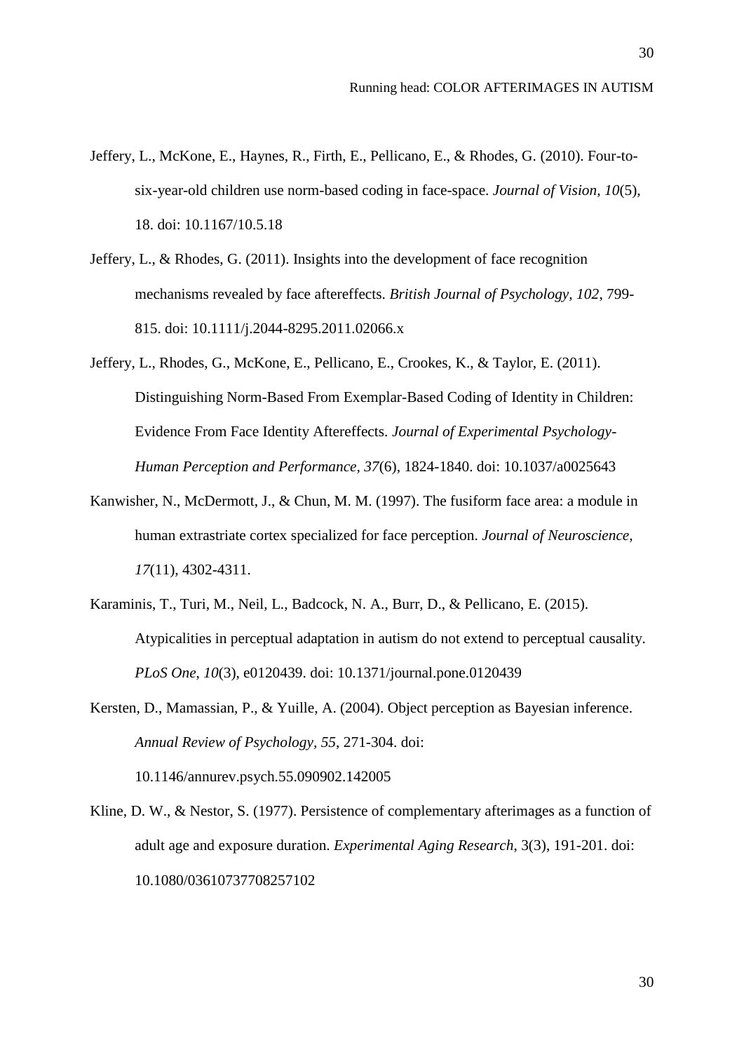Jeffery, L., McKone, E., Haynes, R., Firth, E., Pellicano, E., & Rhodes, G. (2010). Four-to-six-year-old children use norm-based coding in face-space. *Journal of Vision, 10*(5), 18. doi: 10.1167/10.5.18

Jeffery, L., & Rhodes, G. (2011). Insights into the development of face recognition mechanisms revealed by face aftereffects. *British Journal of Psychology, 102*, 799-815. doi: 10.1111/j.2044-8295.2011.02066.x

Jeffery, L., Rhodes, G., McKone, E., Pellicano, E., Crookes, K., & Taylor, E. (2011). Distinguishing Norm-Based From Exemplar-Based Coding of Identity in Children: Evidence From Face Identity Aftereffects. *Journal of Experimental Psychology-Human Perception and Performance, 37*(6), 1824-1840. doi: 10.1037/a0025643

Kanwisher, N., McDermott, J., & Chun, M. M. (1997). The fusiform face area: a module in human extrastriate cortex specialized for face perception. *Journal of Neuroscience, 17*(11), 4302-4311.

Karaminis, T., Turi, M., Neil, L., Badcock, N. A., Burr, D., & Pellicano, E. (2015). Atypicalities in perceptual adaptation in autism do not extend to perceptual causality. *PLoS One, 10*(3), e0120439. doi: 10.1371/journal.pone.0120439

Kersten, D., Mamassian, P., & Yuille, A. (2004). Object perception as Bayesian inference. *Annual Review of Psychology, 55*, 271-304. doi: 10.1146/annurev.psych.55.090902.142005

Kline, D. W., & Nestor, S. (1977). Persistence of complementary afterimages as a function of adult age and exposure duration. *Experimental Aging Research*, 3(3), 191-201. doi: 10.1080/03610737708257102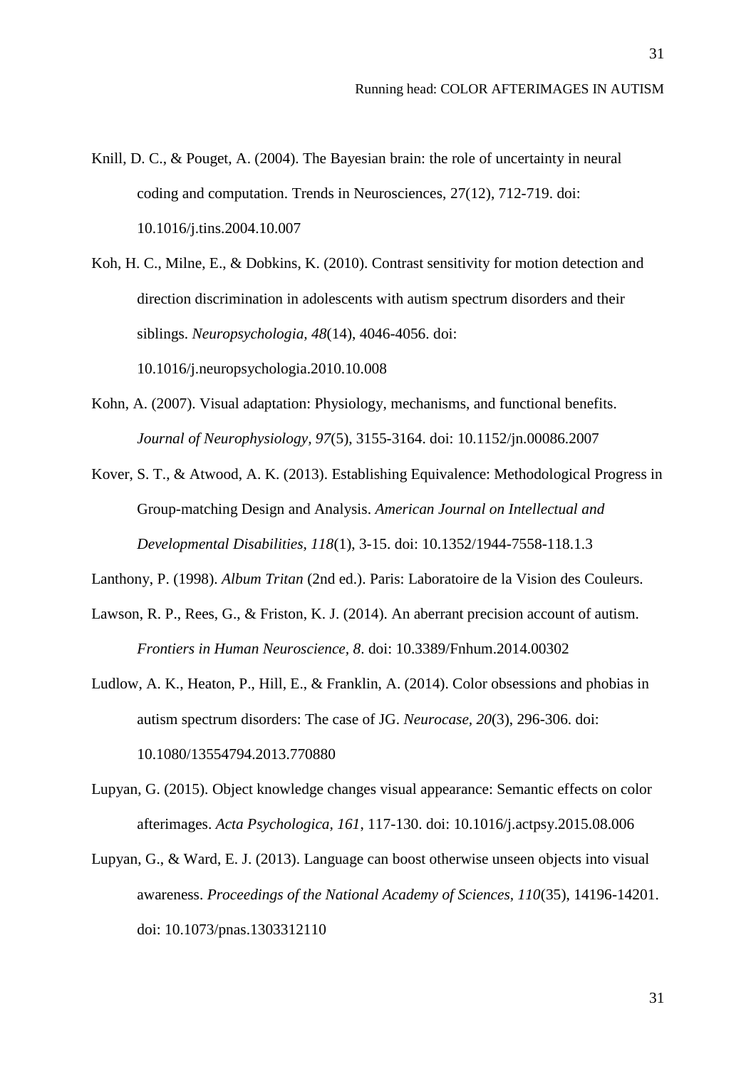Knill, D. C., & Pouget, A. (2004). The Bayesian brain: the role of uncertainty in neural coding and computation. Trends in Neurosciences, 27(12), 712-719. doi: 10.1016/j.tins.2004.10.007

Koh, H. C., Milne, E., & Dobkins, K. (2010). Contrast sensitivity for motion detection and direction discrimination in adolescents with autism spectrum disorders and their siblings. *Neuropsychologia, 48*(14), 4046-4056. doi: 10.1016/j.neuropsychologia.2010.10.008

Kohn, A. (2007). Visual adaptation: Physiology, mechanisms, and functional benefits. *Journal of Neurophysiology, 97*(5), 3155-3164. doi: 10.1152/jn.00086.2007

Kover, S. T., & Atwood, A. K. (2013). Establishing Equivalence: Methodological Progress in Group-matching Design and Analysis. *American Journal on Intellectual and Developmental Disabilities, 118*(1), 3-15. doi: 10.1352/1944-7558-118.1.3

Lanthony, P. (1998). *Album Tritan* (2nd ed.). Paris: Laboratoire de la Vision des Couleurs.

Lawson, R. P., Rees, G., & Friston, K. J. (2014). An aberrant precision account of autism. *Frontiers in Human Neuroscience, 8*. doi: 10.3389/Fnhum.2014.00302

Ludlow, A. K., Heaton, P., Hill, E., & Franklin, A. (2014). Color obsessions and phobias in autism spectrum disorders: The case of JG. *Neurocase, 20*(3), 296-306. doi: 10.1080/13554794.2013.770880

Lupyan, G. (2015). Object knowledge changes visual appearance: Semantic effects on color afterimages. *Acta Psychologica, 161*, 117-130. doi: 10.1016/j.actpsy.2015.08.006

Lupyan, G., & Ward, E. J. (2013). Language can boost otherwise unseen objects into visual awareness. *Proceedings of the National Academy of Sciences, 110*(35), 14196-14201. doi: 10.1073/pnas.1303312110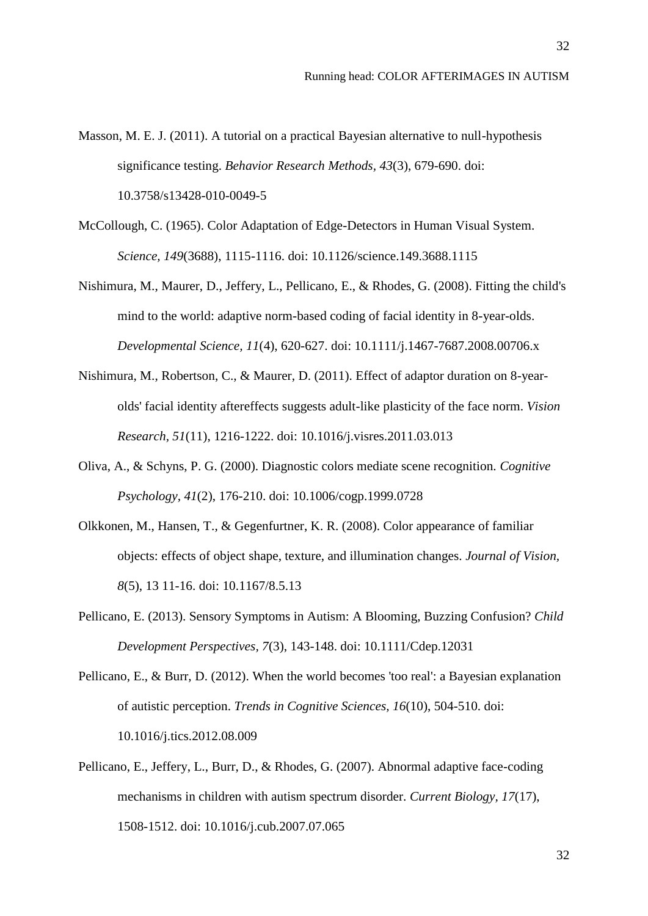Masson, M. E. J. (2011). A tutorial on a practical Bayesian alternative to null-hypothesis significance testing. *Behavior Research Methods, 43*(3), 679-690. doi: 10.3758/s13428-010-0049-5

McCollough, C. (1965). Color Adaptation of Edge-Detectors in Human Visual System. *Science, 149*(3688), 1115-1116. doi: 10.1126/science.149.3688.1115

Nishimura, M., Maurer, D., Jeffery, L., Pellicano, E., & Rhodes, G. (2008). Fitting the child's mind to the world: adaptive norm-based coding of facial identity in 8-year-olds. *Developmental Science, 11*(4), 620-627. doi: 10.1111/j.1467-7687.2008.00706.x

Nishimura, M., Robertson, C., & Maurer, D. (2011). Effect of adaptor duration on 8-year-olds' facial identity aftereffects suggests adult-like plasticity of the face norm. *Vision Research, 51*(11), 1216-1222. doi: 10.1016/j.visres.2011.03.013

Oliva, A., & Schyns, P. G. (2000). Diagnostic colors mediate scene recognition. *Cognitive Psychology, 41*(2), 176-210. doi: 10.1006/cogp.1999.0728

Olkkonen, M., Hansen, T., & Gegenfurtner, K. R. (2008). Color appearance of familiar objects: effects of object shape, texture, and illumination changes. *Journal of Vision, 8*(5), 13 11-16. doi: 10.1167/8.5.13

Pellicano, E. (2013). Sensory Symptoms in Autism: A Blooming, Buzzing Confusion? *Child Development Perspectives, 7*(3), 143-148. doi: 10.1111/Cdep.12031

Pellicano, E., & Burr, D. (2012). When the world becomes 'too real': a Bayesian explanation of autistic perception. *Trends in Cognitive Sciences, 16*(10), 504-510. doi: 10.1016/j.tics.2012.08.009

Pellicano, E., Jeffery, L., Burr, D., & Rhodes, G. (2007). Abnormal adaptive face-coding mechanisms in children with autism spectrum disorder. *Current Biology, 17*(17), 1508-1512. doi: 10.1016/j.cub.2007.07.065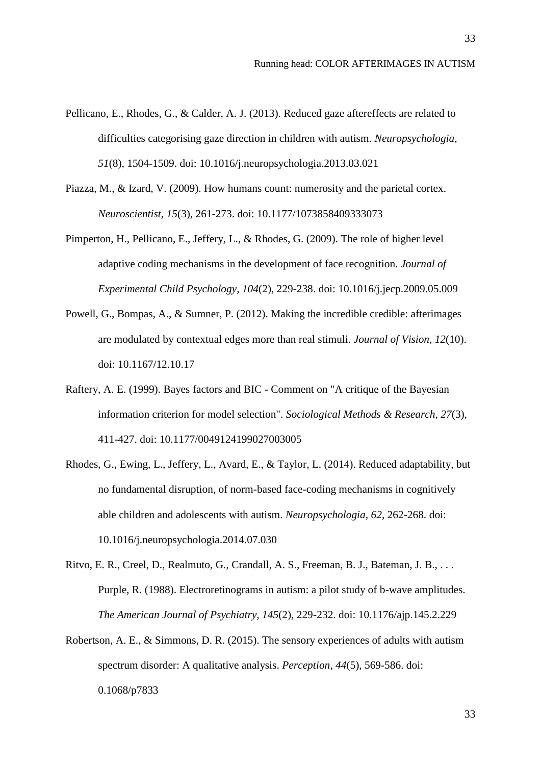Pellicano, E., Rhodes, G., & Calder, A. J. (2013). Reduced gaze aftereffects are related to difficulties categorising gaze direction in children with autism. *Neuropsychologia, 51*(8), 1504-1509. doi: 10.1016/j.neuropsychologia.2013.03.021

Piazza, M., & Izard, V. (2009). How humans count: numerosity and the parietal cortex. *Neuroscientist, 15*(3), 261-273. doi: 10.1177/1073858409333073

Pimperton, H., Pellicano, E., Jeffery, L., & Rhodes, G. (2009). The role of higher level adaptive coding mechanisms in the development of face recognition. *Journal of Experimental Child Psychology, 104*(2), 229-238. doi: 10.1016/j.jecp.2009.05.009

Powell, G., Bompas, A., & Sumner, P. (2012). Making the incredible credible: afterimages are modulated by contextual edges more than real stimuli. *Journal of Vision, 12*(10). doi: 10.1167/12.10.17

Raftery, A. E. (1999). Bayes factors and BIC - Comment on "A critique of the Bayesian information criterion for model selection". *Sociological Methods & Research, 27*(3), 411-427. doi: 10.1177/0049124199027003005

Rhodes, G., Ewing, L., Jeffery, L., Avard, E., & Taylor, L. (2014). Reduced adaptability, but no fundamental disruption, of norm-based face-coding mechanisms in cognitively able children and adolescents with autism. *Neuropsychologia, 62*, 262-268. doi: 10.1016/j.neuropsychologia.2014.07.030

Ritvo, E. R., Creel, D., Realmuto, G., Crandall, A. S., Freeman, B. J., Bateman, J. B., . . . Purple, R. (1988). Electroretinograms in autism: a pilot study of b-wave amplitudes. *The American Journal of Psychiatry, 145*(2), 229-232. doi: 10.1176/ajp.145.2.229

Robertson, A. E., & Simmons, D. R. (2015). The sensory experiences of adults with autism spectrum disorder: A qualitative analysis. *Perception*, *44*(5), 569-586. doi: 0.1068/p7833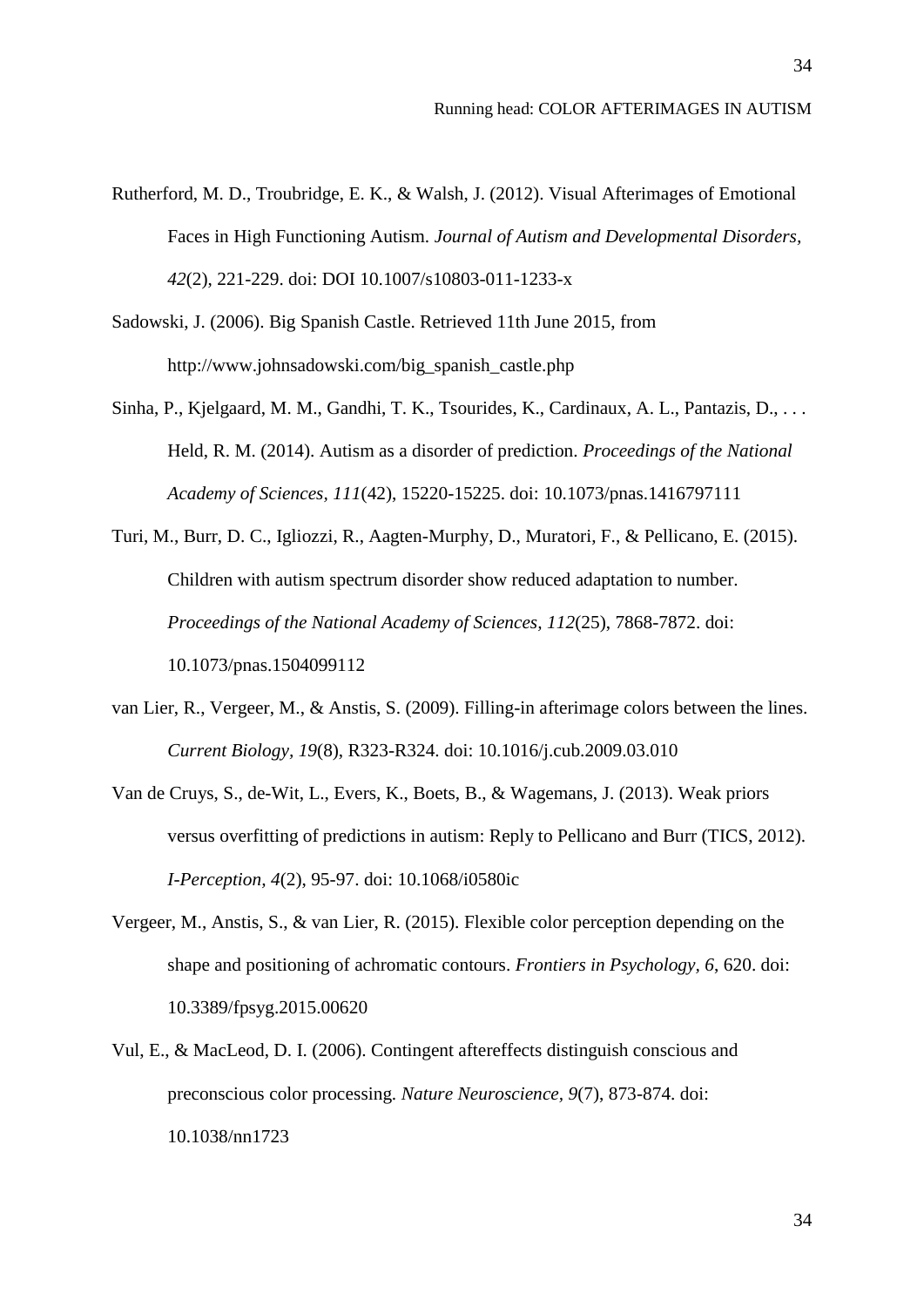Rutherford, M. D., Troubridge, E. K., & Walsh, J. (2012). Visual Afterimages of Emotional Faces in High Functioning Autism. *Journal of Autism and Developmental Disorders, 42*(2), 221-229. doi: DOI 10.1007/s10803-011-1233-x

Sadowski, J. (2006). Big Spanish Castle. Retrieved 11th June 2015, from http://www.johnsadowski.com/big_spanish_castle.php

Sinha, P., Kjelgaard, M. M., Gandhi, T. K., Tsourides, K., Cardinaux, A. L., Pantazis, D., . . . Held, R. M. (2014). Autism as a disorder of prediction. *Proceedings of the National Academy of Sciences, 111*(42), 15220-15225. doi: 10.1073/pnas.1416797111

Turi, M., Burr, D. C., Igliozzi, R., Aagten-Murphy, D., Muratori, F., & Pellicano, E. (2015). Children with autism spectrum disorder show reduced adaptation to number. *Proceedings of the National Academy of Sciences, 112*(25), 7868-7872. doi: 10.1073/pnas.1504099112

van Lier, R., Vergeer, M., & Anstis, S. (2009). Filling-in afterimage colors between the lines. *Current Biology, 19*(8), R323-R324. doi: 10.1016/j.cub.2009.03.010

Van de Cruys, S., de-Wit, L., Evers, K., Boets, B., & Wagemans, J. (2013). Weak priors versus overfitting of predictions in autism: Reply to Pellicano and Burr (TICS, 2012). *I-Perception, 4*(2), 95-97. doi: 10.1068/i0580ic

Vergeer, M., Anstis, S., & van Lier, R. (2015). Flexible color perception depending on the shape and positioning of achromatic contours. *Frontiers in Psychology, 6*, 620. doi: 10.3389/fpsyg.2015.00620

Vul, E., & MacLeod, D. I. (2006). Contingent aftereffects distinguish conscious and preconscious color processing. *Nature Neuroscience, 9*(7), 873-874. doi: 10.1038/nn1723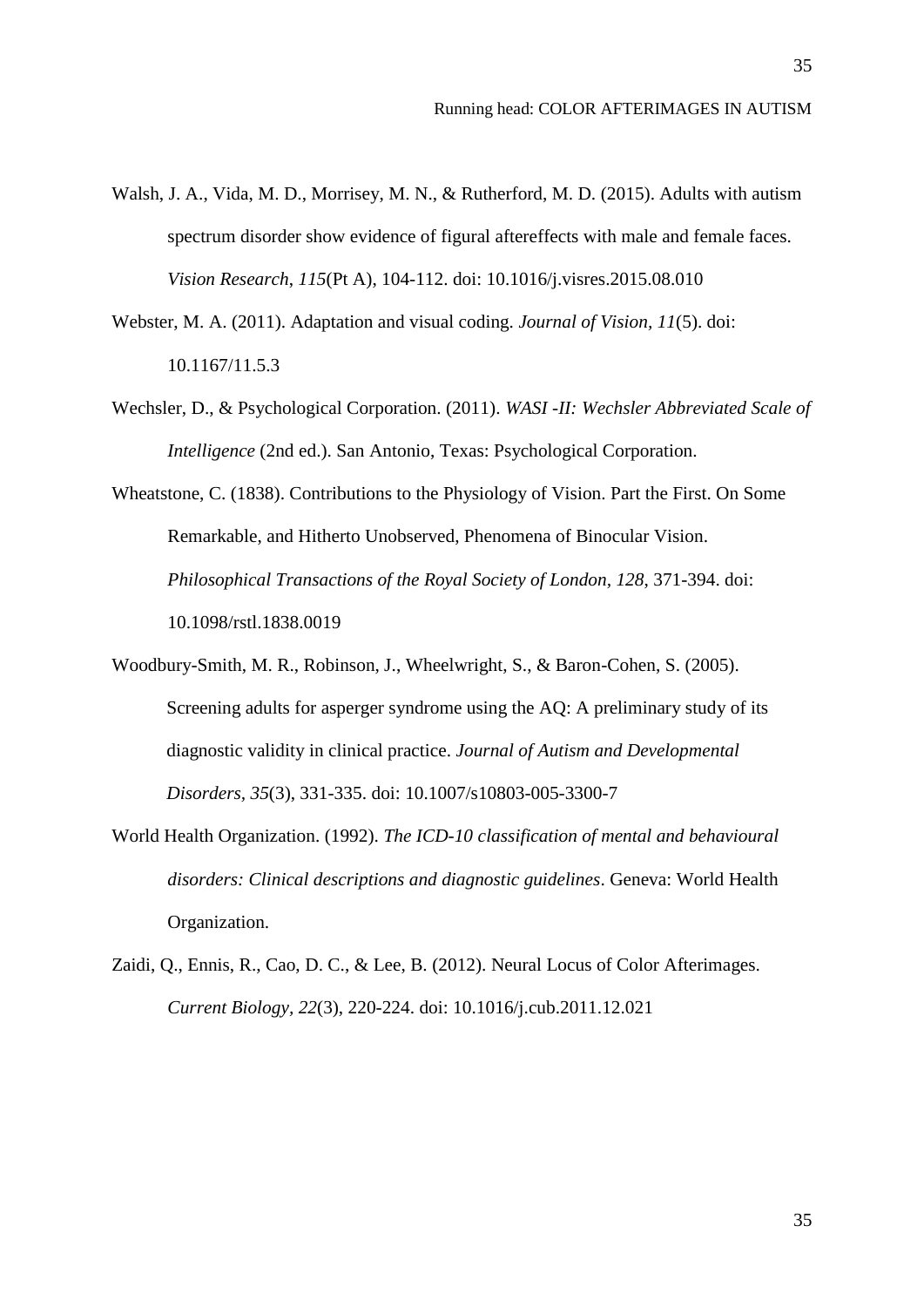Walsh, J. A., Vida, M. D., Morrisey, M. N., & Rutherford, M. D. (2015). Adults with autism spectrum disorder show evidence of figural aftereffects with male and female faces. *Vision Research*, *115*(Pt A), 104-112. doi: 10.1016/j.visres.2015.08.010

Webster, M. A. (2011). Adaptation and visual coding. *Journal of Vision*, *11*(5). doi: 10.1167/11.5.3

Wechsler, D., & Psychological Corporation. (2011). *WASI -II: Wechsler Abbreviated Scale of Intelligence* (2nd ed.). San Antonio, Texas: Psychological Corporation.

Wheatstone, C. (1838). Contributions to the Physiology of Vision. Part the First. On Some Remarkable, and Hitherto Unobserved, Phenomena of Binocular Vision. *Philosophical Transactions of the Royal Society of London*, *128*, 371-394. doi: 10.1098/rstl.1838.0019

Woodbury-Smith, M. R., Robinson, J., Wheelwright, S., & Baron-Cohen, S. (2005). Screening adults for asperger syndrome using the AQ: A preliminary study of its diagnostic validity in clinical practice. *Journal of Autism and Developmental Disorders*, *35*(3), 331-335. doi: 10.1007/s10803-005-3300-7

World Health Organization. (1992). *The ICD-10 classification of mental and behavioural disorders: Clinical descriptions and diagnostic guidelines*. Geneva: World Health Organization.

Zaidi, Q., Ennis, R., Cao, D. C., & Lee, B. (2012). Neural Locus of Color Afterimages. *Current Biology*, *22*(3), 220-224. doi: 10.1016/j.cub.2011.12.021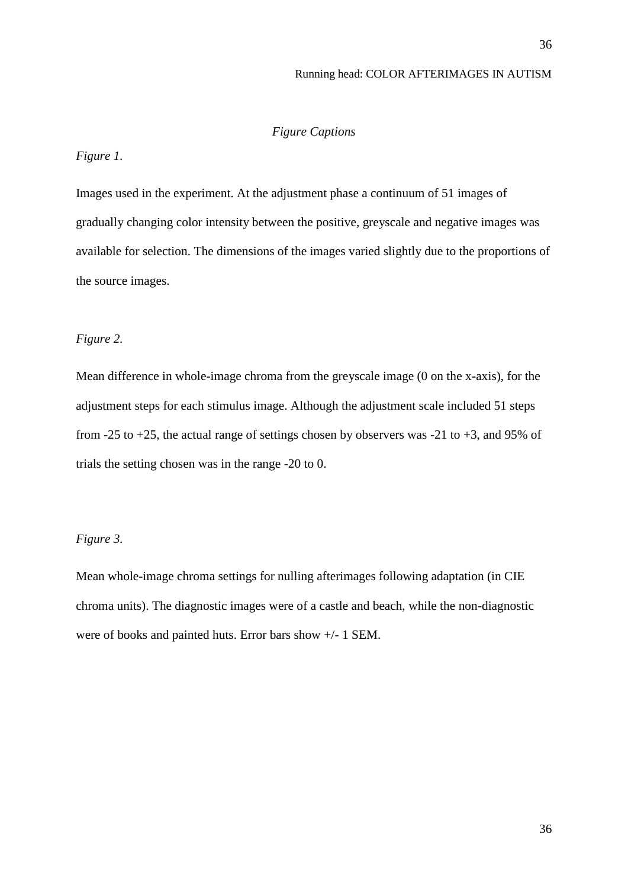*Figure Captions*

*Figure 1.*

Images used in the experiment. At the adjustment phase a continuum of 51 images of gradually changing color intensity between the positive, greyscale and negative images was available for selection. The dimensions of the images varied slightly due to the proportions of the source images.

*Figure 2.*

Mean difference in whole-image chroma from the greyscale image (0 on the x-axis), for the adjustment steps for each stimulus image. Although the adjustment scale included 51 steps from -25 to +25, the actual range of settings chosen by observers was -21 to +3, and 95% of trials the setting chosen was in the range -20 to 0.

*Figure 3.*

Mean whole-image chroma settings for nulling afterimages following adaptation (in CIE chroma units). The diagnostic images were of a castle and beach, while the non-diagnostic were of books and painted huts. Error bars show +/- 1 SEM.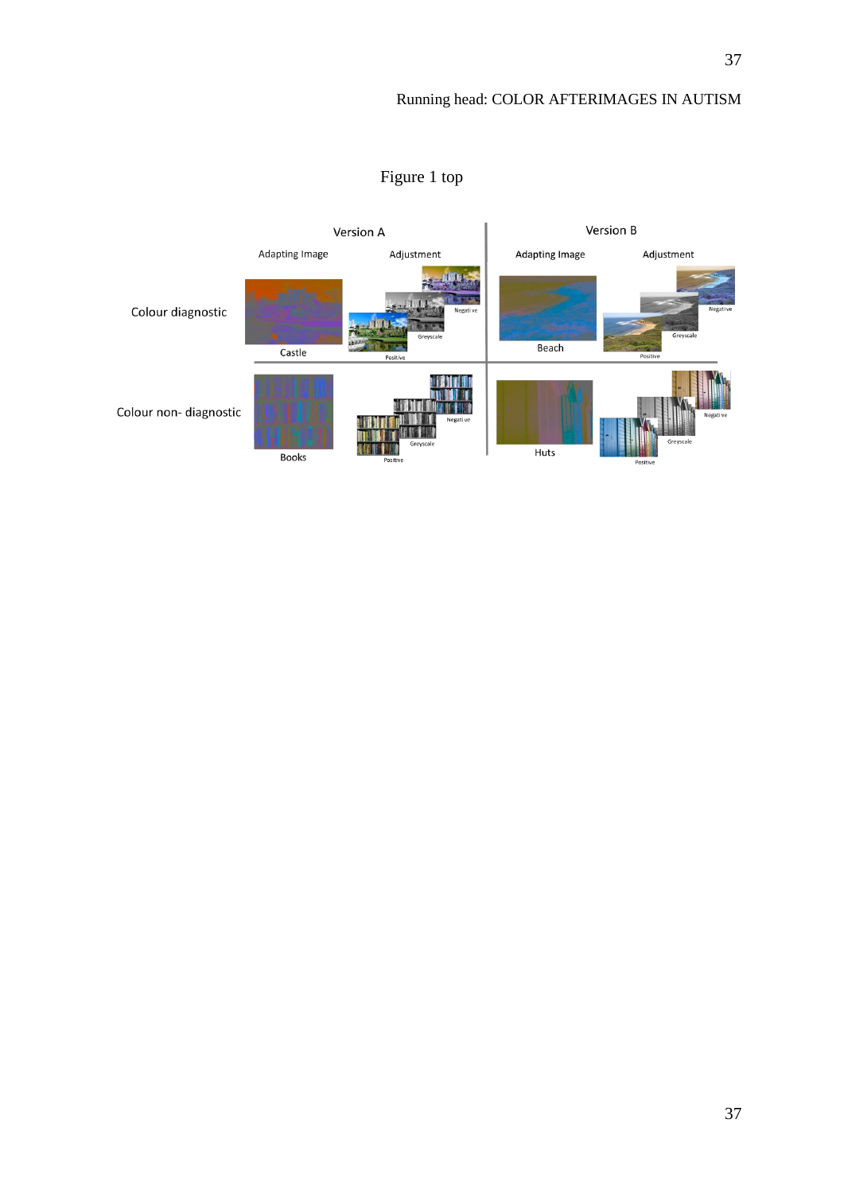Figure 1 top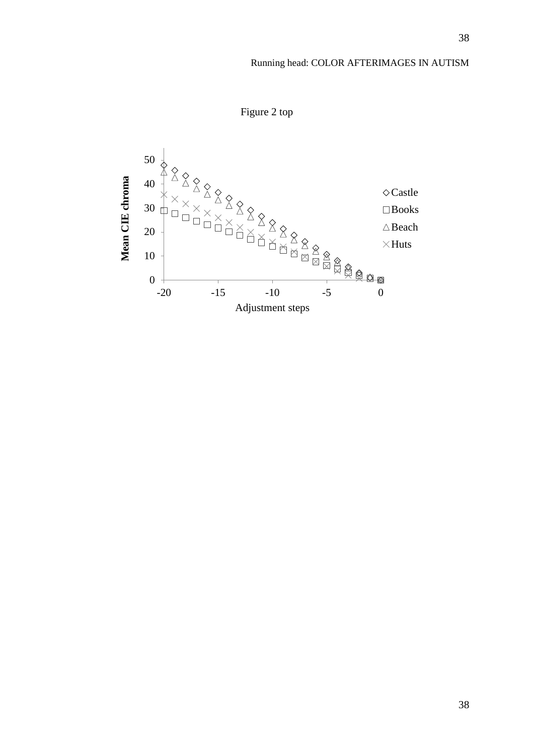Figure 2 top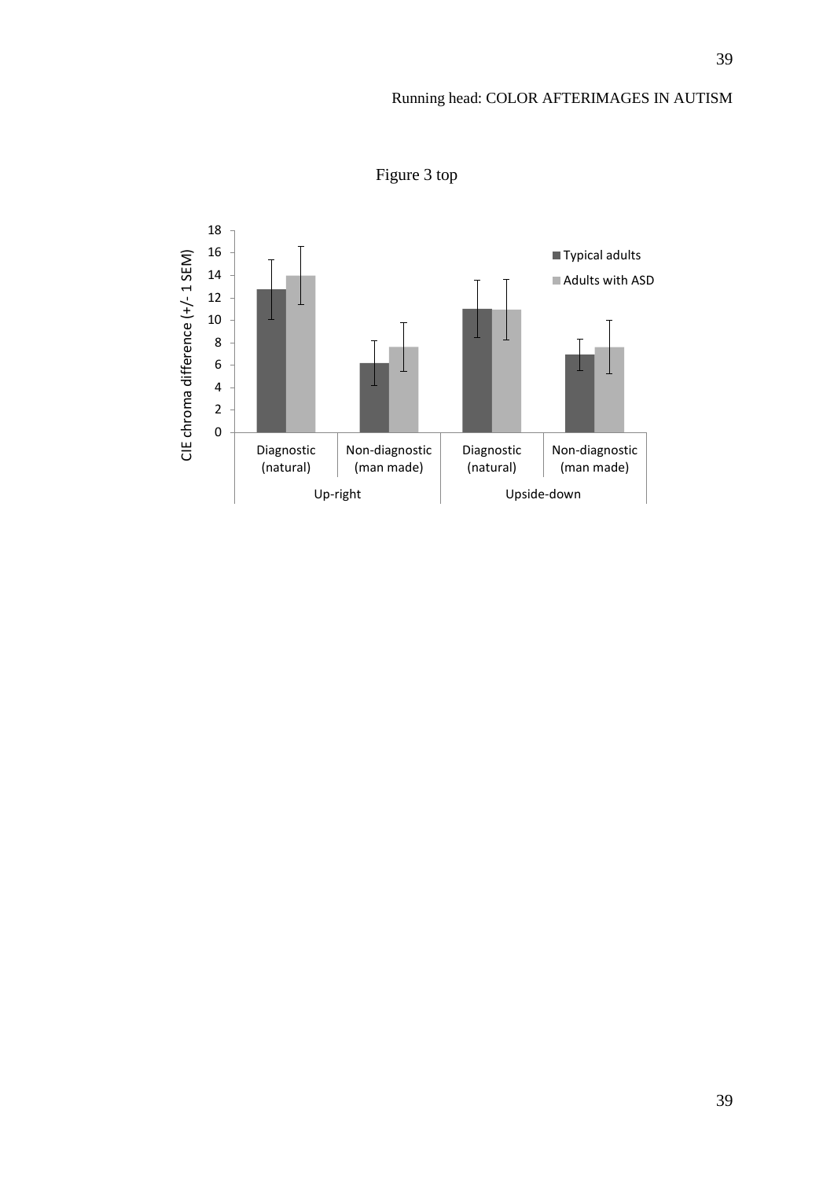Figure 3 top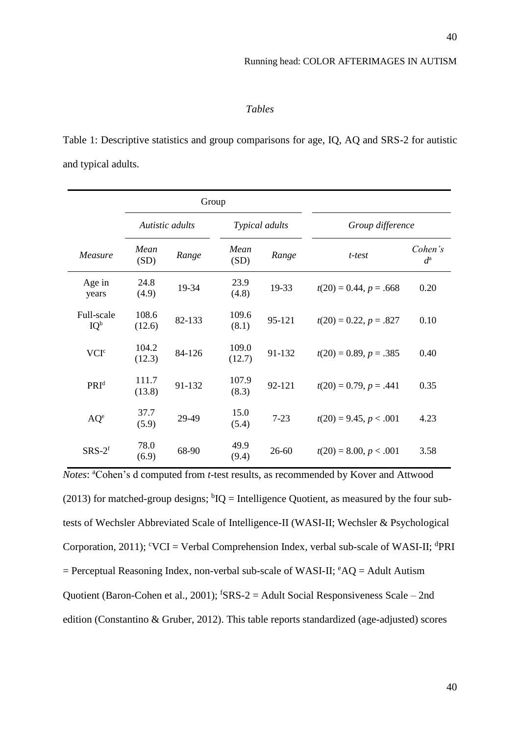*Tables*

Table 1: Descriptive statistics and group comparisons for age, IQ, AQ and SRS-2 for autistic and typical adults.

| | Group | | | | | |
|---|---|---|---|---|---|---|
| | *Autistic adults* | | *Typical adults* | | *Group difference* | |
| *Measure* | *Mean* (SD) | *Range* | *Mean* (SD) | *Range* | *t-test* | *Cohen's* $d^a$ |
| Age in years | 24.8 (4.9) | 19-34 | 23.9 (4.8) | 19-33 | $t(20) = 0.44$, $p = .668$ | 0.20 |
| Full-scale IQ[b] | 108.6 (12.6) | 82-133 | 109.6 (8.1) | 95-121 | $t(20) = 0.22$, $p = .827$ | 0.10 |
| VCI[c] | 104.2 (12.3) | 84-126 | 109.0 (12.7) | 91-132 | $t(20) = 0.89$, $p = .385$ | 0.40 |
| PRI[d] | 111.7 (13.8) | 91-132 | 107.9 (8.3) | 92-121 | $t(20) = 0.79$, $p = .441$ | 0.35 |
| AQ[e] | 37.7 (5.9) | 29-49 | 15.0 (5.4) | 7-23 | $t(20) = 9.45$, $p < .001$ | 4.23 |
| SRS-2[f] | 78.0 (6.9) | 68-90 | 49.9 (9.4) | 26-60 | $t(20) = 8.00$, $p < .001$ | 3.58 |

*Notes*: [a]Cohen's d computed from *t*-test results, as recommended by Kover and Attwood (2013) for matched-group designs; [b]IQ = Intelligence Quotient, as measured by the four sub-tests of Wechsler Abbreviated Scale of Intelligence-II (WASI-II; Wechsler & Psychological Corporation, 2011); [c]VCI = Verbal Comprehension Index, verbal sub-scale of WASI-II; [d]PRI = Perceptual Reasoning Index, non-verbal sub-scale of WASI-II; [e]AQ = Adult Autism Quotient (Baron-Cohen et al., 2001); [f]SRS-2 = Adult Social Responsiveness Scale – 2nd edition (Constantino & Gruber, 2012). This table reports standardized (age-adjusted) scores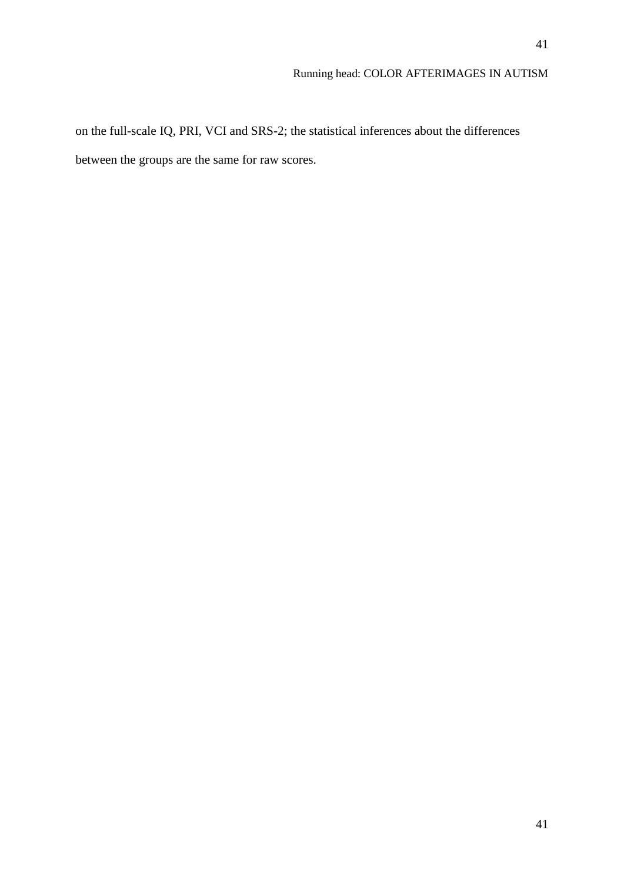on the full-scale IQ, PRI, VCI and SRS-2; the statistical inferences about the differences between the groups are the same for raw scores.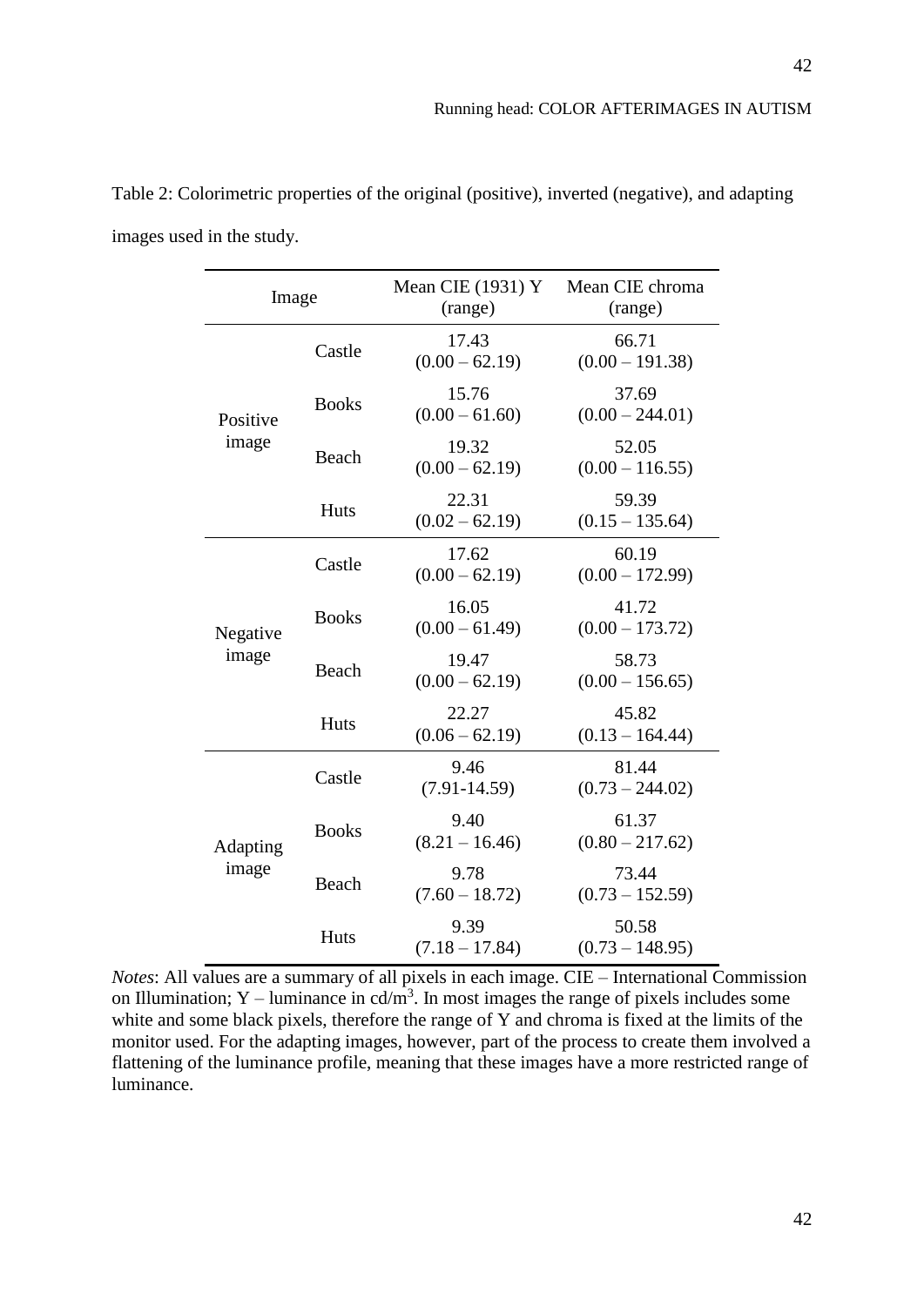Table 2: Colorimetric properties of the original (positive), inverted (negative), and adapting images used in the study.

| Image | | Mean CIE (1931) Y (range) | Mean CIE chroma (range) |
|---|---|---|---|
| Positive image | Castle | 17.43 (0.00 – 62.19) | 66.71 (0.00 – 191.38) |
| | Books | 15.76 (0.00 – 61.60) | 37.69 (0.00 – 244.01) |
| | Beach | 19.32 (0.00 – 62.19) | 52.05 (0.00 – 116.55) |
| | Huts | 22.31 (0.02 – 62.19) | 59.39 (0.15 – 135.64) |
| Negative image | Castle | 17.62 (0.00 – 62.19) | 60.19 (0.00 – 172.99) |
| | Books | 16.05 (0.00 – 61.49) | 41.72 (0.00 – 173.72) |
| | Beach | 19.47 (0.00 – 62.19) | 58.73 (0.00 – 156.65) |
| | Huts | 22.27 (0.06 – 62.19) | 45.82 (0.13 – 164.44) |
| Adapting image | Castle | 9.46 (7.91-14.59) | 81.44 (0.73 – 244.02) |
| | Books | 9.40 (8.21 – 16.46) | 61.37 (0.80 – 217.62) |
| | Beach | 9.78 (7.60 – 18.72) | 73.44 (0.73 – 152.59) |
| | Huts | 9.39 (7.18 – 17.84) | 50.58 (0.73 – 148.95) |

*Notes*: All values are a summary of all pixels in each image. CIE – International Commission on Illumination; Y – luminance in $cd/m^3$. In most images the range of pixels includes some white and some black pixels, therefore the range of Y and chroma is fixed at the limits of the monitor used. For the adapting images, however, part of the process to create them involved a flattening of the luminance profile, meaning that these images have a more restricted range of luminance.